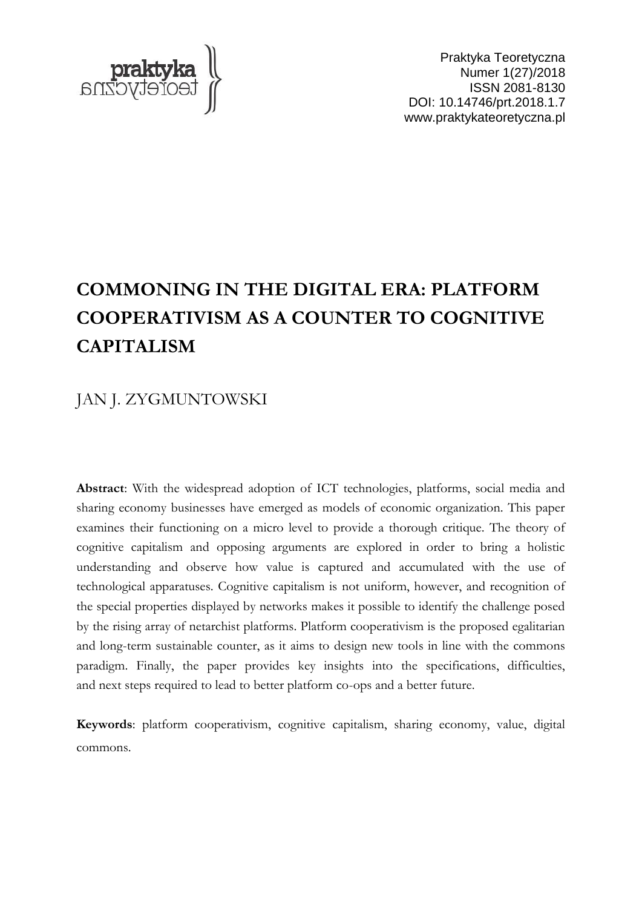# COMMONING IN THE DIGITAL ERA: PLATFORM COOPERATIVISM AS A COUNTER TO COGNITIVE CAPITALISM

JAN J. ZYGMUNTOWSKI

**Abstract**: With the widespread adoption of ICT technologies, platforms, social media and sharing economy businesses have emerged as models of economic organization. This paper examines their functioning on a micro level to provide a thorough critique. The theory of cognitive capitalism and opposing arguments are explored in order to bring a holistic understanding and observe how value is captured and accumulated with the use of technological apparatuses. Cognitive capitalism is not uniform, however, and recognition of the special properties displayed by networks makes it possible to identify the challenge posed by the rising array of netarchist platforms. Platform cooperativism is the proposed egalitarian and long-term sustainable counter, as it aims to design new tools in line with the commons paradigm. Finally, the paper provides key insights into the specifications, difficulties, and next steps required to lead to better platform co-ops and a better future.

**Keywords**: platform cooperativism, cognitive capitalism, sharing economy, value, digital commons.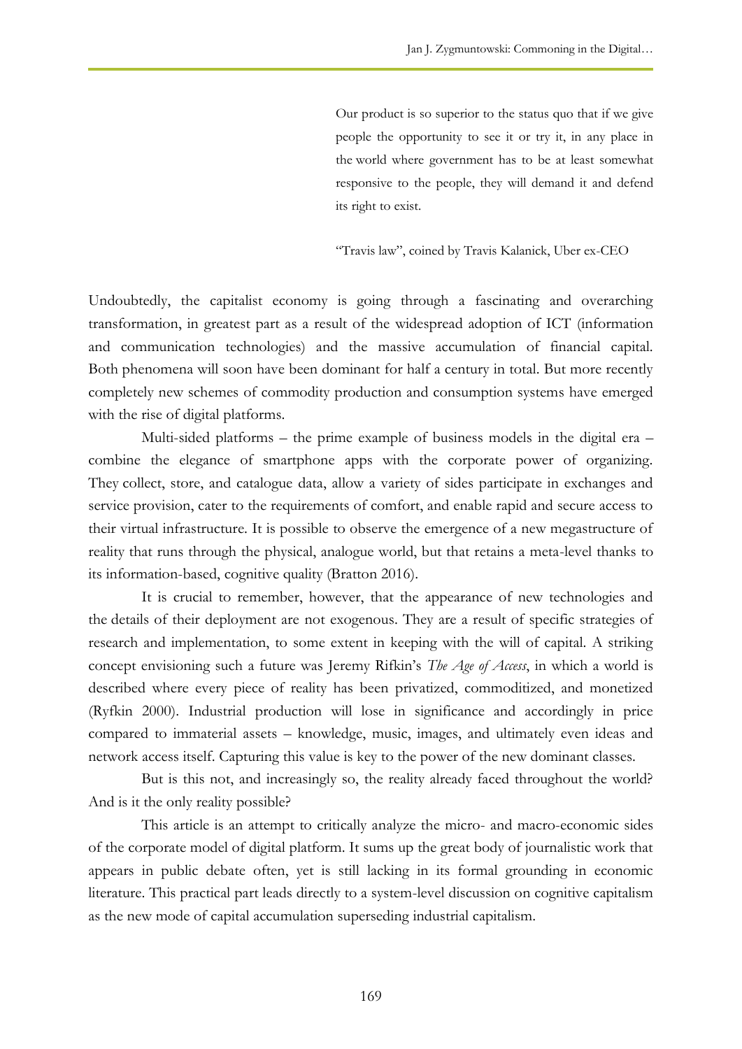> Our product is so superior to the status quo that if we give people the opportunity to see it or try it, in any place in the world where government has to be at least somewhat responsive to the people, they will demand it and defend its right to exist.
>
> "Travis law", coined by Travis Kalanick, Uber ex-CEO

Undoubtedly, the capitalist economy is going through a fascinating and overarching transformation, in greatest part as a result of the widespread adoption of ICT (information and communication technologies) and the massive accumulation of financial capital. Both phenomena will soon have been dominant for half a century in total. But more recently completely new schemes of commodity production and consumption systems have emerged with the rise of digital platforms.

Multi-sided platforms – the prime example of business models in the digital era – combine the elegance of smartphone apps with the corporate power of organizing. They collect, store, and catalogue data, allow a variety of sides participate in exchanges and service provision, cater to the requirements of comfort, and enable rapid and secure access to their virtual infrastructure. It is possible to observe the emergence of a new megastructure of reality that runs through the physical, analogue world, but that retains a meta-level thanks to its information-based, cognitive quality (Bratton 2016).

It is crucial to remember, however, that the appearance of new technologies and the details of their deployment are not exogenous. They are a result of specific strategies of research and implementation, to some extent in keeping with the will of capital. A striking concept envisioning such a future was Jeremy Rifkin's *The Age of Access*, in which a world is described where every piece of reality has been privatized, commoditized, and monetized (Ryfkin 2000). Industrial production will lose in significance and accordingly in price compared to immaterial assets – knowledge, music, images, and ultimately even ideas and network access itself. Capturing this value is key to the power of the new dominant classes.

But is this not, and increasingly so, the reality already faced throughout the world? And is it the only reality possible?

This article is an attempt to critically analyze the micro- and macro-economic sides of the corporate model of digital platform. It sums up the great body of journalistic work that appears in public debate often, yet is still lacking in its formal grounding in economic literature. This practical part leads directly to a system-level discussion on cognitive capitalism as the new mode of capital accumulation superseding industrial capitalism.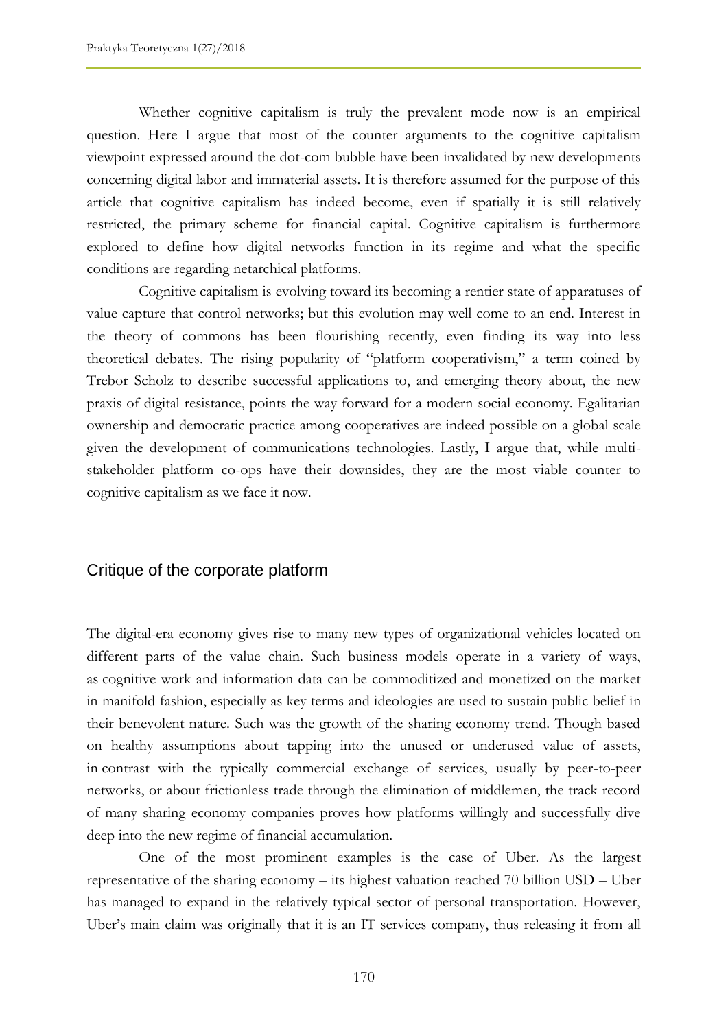Whether cognitive capitalism is truly the prevalent mode now is an empirical question. Here I argue that most of the counter arguments to the cognitive capitalism viewpoint expressed around the dot-com bubble have been invalidated by new developments concerning digital labor and immaterial assets. It is therefore assumed for the purpose of this article that cognitive capitalism has indeed become, even if spatially it is still relatively restricted, the primary scheme for financial capital. Cognitive capitalism is furthermore explored to define how digital networks function in its regime and what the specific conditions are regarding netarchical platforms.

Cognitive capitalism is evolving toward its becoming a rentier state of apparatuses of value capture that control networks; but this evolution may well come to an end. Interest in the theory of commons has been flourishing recently, even finding its way into less theoretical debates. The rising popularity of "platform cooperativism," a term coined by Trebor Scholz to describe successful applications to, and emerging theory about, the new praxis of digital resistance, points the way forward for a modern social economy. Egalitarian ownership and democratic practice among cooperatives are indeed possible on a global scale given the development of communications technologies. Lastly, I argue that, while multi-stakeholder platform co-ops have their downsides, they are the most viable counter to cognitive capitalism as we face it now.

## Critique of the corporate platform

The digital-era economy gives rise to many new types of organizational vehicles located on different parts of the value chain. Such business models operate in a variety of ways, as cognitive work and information data can be commoditized and monetized on the market in manifold fashion, especially as key terms and ideologies are used to sustain public belief in their benevolent nature. Such was the growth of the sharing economy trend. Though based on healthy assumptions about tapping into the unused or underused value of assets, in contrast with the typically commercial exchange of services, usually by peer-to-peer networks, or about frictionless trade through the elimination of middlemen, the track record of many sharing economy companies proves how platforms willingly and successfully dive deep into the new regime of financial accumulation.

One of the most prominent examples is the case of Uber. As the largest representative of the sharing economy – its highest valuation reached 70 billion USD – Uber has managed to expand in the relatively typical sector of personal transportation. However, Uber's main claim was originally that it is an IT services company, thus releasing it from all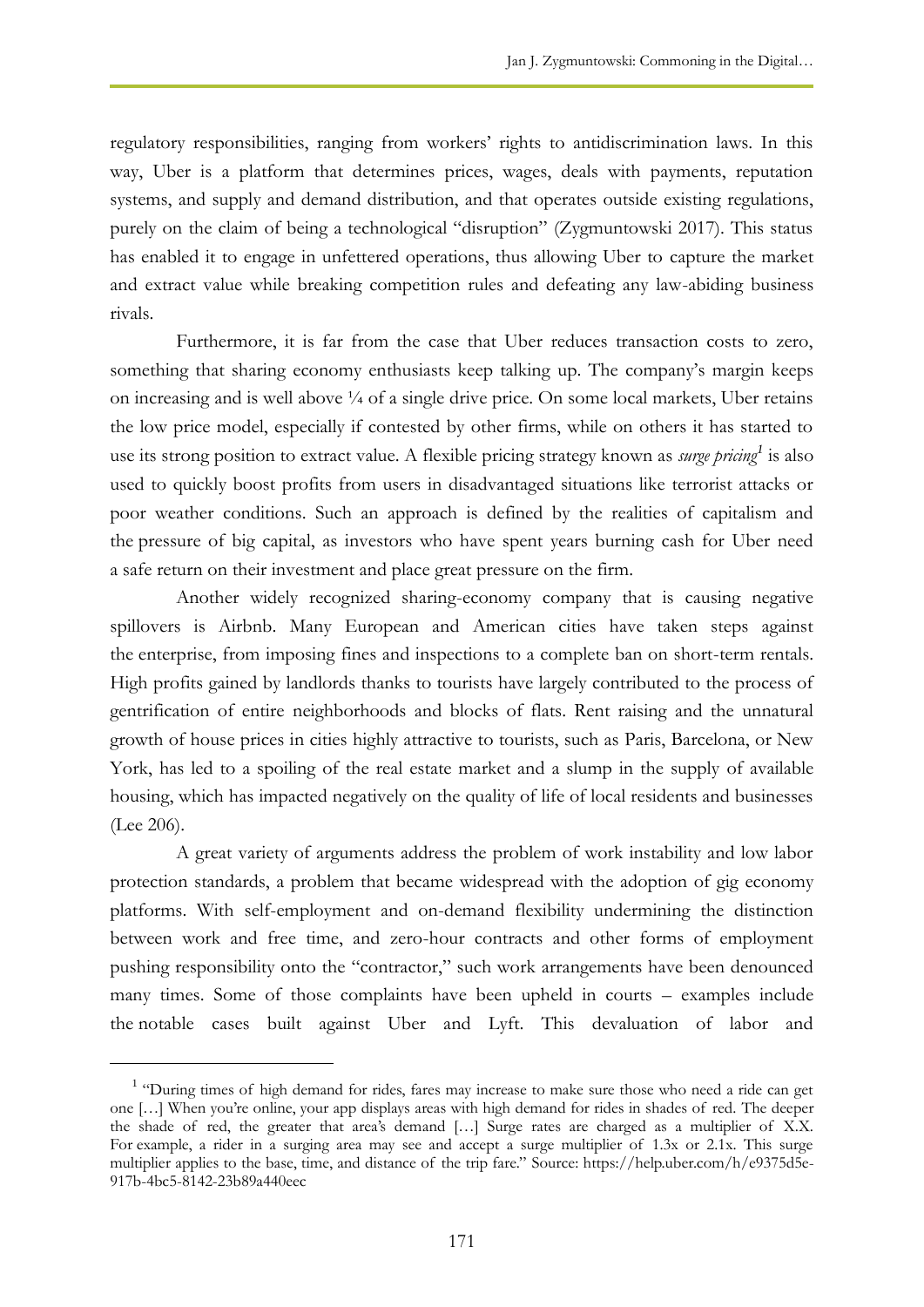regulatory responsibilities, ranging from workers' rights to antidiscrimination laws. In this way, Uber is a platform that determines prices, wages, deals with payments, reputation systems, and supply and demand distribution, and that operates outside existing regulations, purely on the claim of being a technological "disruption" (Zygmuntowski 2017). This status has enabled it to engage in unfettered operations, thus allowing Uber to capture the market and extract value while breaking competition rules and defeating any law-abiding business rivals.

Furthermore, it is far from the case that Uber reduces transaction costs to zero, something that sharing economy enthusiasts keep talking up. The company's margin keeps on increasing and is well above ¼ of a single drive price. On some local markets, Uber retains the low price model, especially if contested by other firms, while on others it has started to use its strong position to extract value. A flexible pricing strategy known as *surge pricing*[1] is also used to quickly boost profits from users in disadvantaged situations like terrorist attacks or poor weather conditions. Such an approach is defined by the realities of capitalism and the pressure of big capital, as investors who have spent years burning cash for Uber need a safe return on their investment and place great pressure on the firm.

Another widely recognized sharing-economy company that is causing negative spillovers is Airbnb. Many European and American cities have taken steps against the enterprise, from imposing fines and inspections to a complete ban on short-term rentals. High profits gained by landlords thanks to tourists have largely contributed to the process of gentrification of entire neighborhoods and blocks of flats. Rent raising and the unnatural growth of house prices in cities highly attractive to tourists, such as Paris, Barcelona, or New York, has led to a spoiling of the real estate market and a slump in the supply of available housing, which has impacted negatively on the quality of life of local residents and businesses (Lee 206).

A great variety of arguments address the problem of work instability and low labor protection standards, a problem that became widespread with the adoption of gig economy platforms. With self-employment and on-demand flexibility undermining the distinction between work and free time, and zero-hour contracts and other forms of employment pushing responsibility onto the "contractor," such work arrangements have been denounced many times. Some of those complaints have been upheld in courts – examples include the notable cases built against Uber and Lyft. This devaluation of labor and

---

[1] "During times of high demand for rides, fares may increase to make sure those who need a ride can get one […] When you're online, your app displays areas with high demand for rides in shades of red. The deeper the shade of red, the greater that area's demand […] Surge rates are charged as a multiplier of X.X. For example, a rider in a surging area may see and accept a surge multiplier of 1.3x or 2.1x. This surge multiplier applies to the base, time, and distance of the trip fare." Source: https://help.uber.com/h/e9375d5e-917b-4bc5-8142-23b89a440eec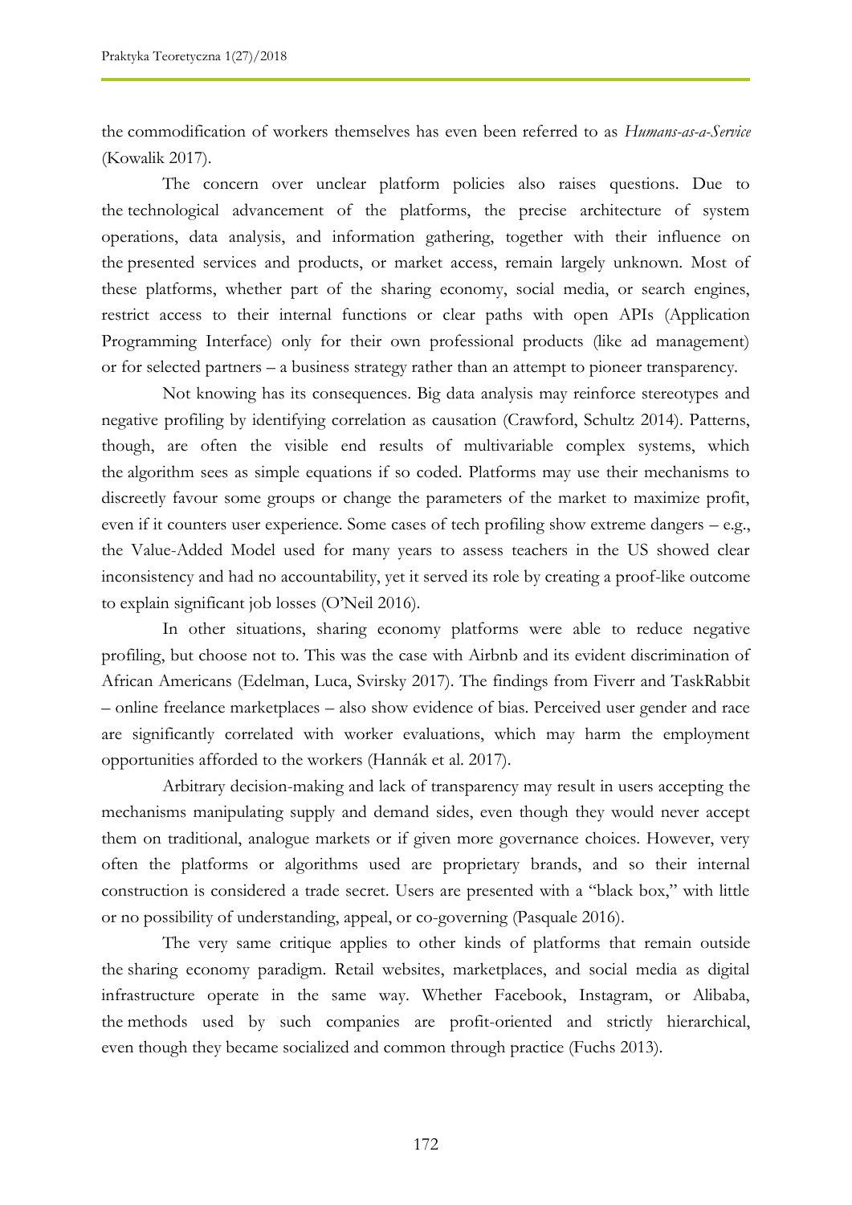the commodification of workers themselves has even been referred to as *Humans-as-a-Service* (Kowalik 2017).

The concern over unclear platform policies also raises questions. Due to the technological advancement of the platforms, the precise architecture of system operations, data analysis, and information gathering, together with their influence on the presented services and products, or market access, remain largely unknown. Most of these platforms, whether part of the sharing economy, social media, or search engines, restrict access to their internal functions or clear paths with open APIs (Application Programming Interface) only for their own professional products (like ad management) or for selected partners – a business strategy rather than an attempt to pioneer transparency.

Not knowing has its consequences. Big data analysis may reinforce stereotypes and negative profiling by identifying correlation as causation (Crawford, Schultz 2014). Patterns, though, are often the visible end results of multivariable complex systems, which the algorithm sees as simple equations if so coded. Platforms may use their mechanisms to discreetly favour some groups or change the parameters of the market to maximize profit, even if it counters user experience. Some cases of tech profiling show extreme dangers – e.g., the Value-Added Model used for many years to assess teachers in the US showed clear inconsistency and had no accountability, yet it served its role by creating a proof-like outcome to explain significant job losses (O'Neil 2016).

In other situations, sharing economy platforms were able to reduce negative profiling, but choose not to. This was the case with Airbnb and its evident discrimination of African Americans (Edelman, Luca, Svirsky 2017). The findings from Fiverr and TaskRabbit – online freelance marketplaces – also show evidence of bias. Perceived user gender and race are significantly correlated with worker evaluations, which may harm the employment opportunities afforded to the workers (Hannák et al. 2017).

Arbitrary decision-making and lack of transparency may result in users accepting the mechanisms manipulating supply and demand sides, even though they would never accept them on traditional, analogue markets or if given more governance choices. However, very often the platforms or algorithms used are proprietary brands, and so their internal construction is considered a trade secret. Users are presented with a "black box," with little or no possibility of understanding, appeal, or co-governing (Pasquale 2016).

The very same critique applies to other kinds of platforms that remain outside the sharing economy paradigm. Retail websites, marketplaces, and social media as digital infrastructure operate in the same way. Whether Facebook, Instagram, or Alibaba, the methods used by such companies are profit-oriented and strictly hierarchical, even though they became socialized and common through practice (Fuchs 2013).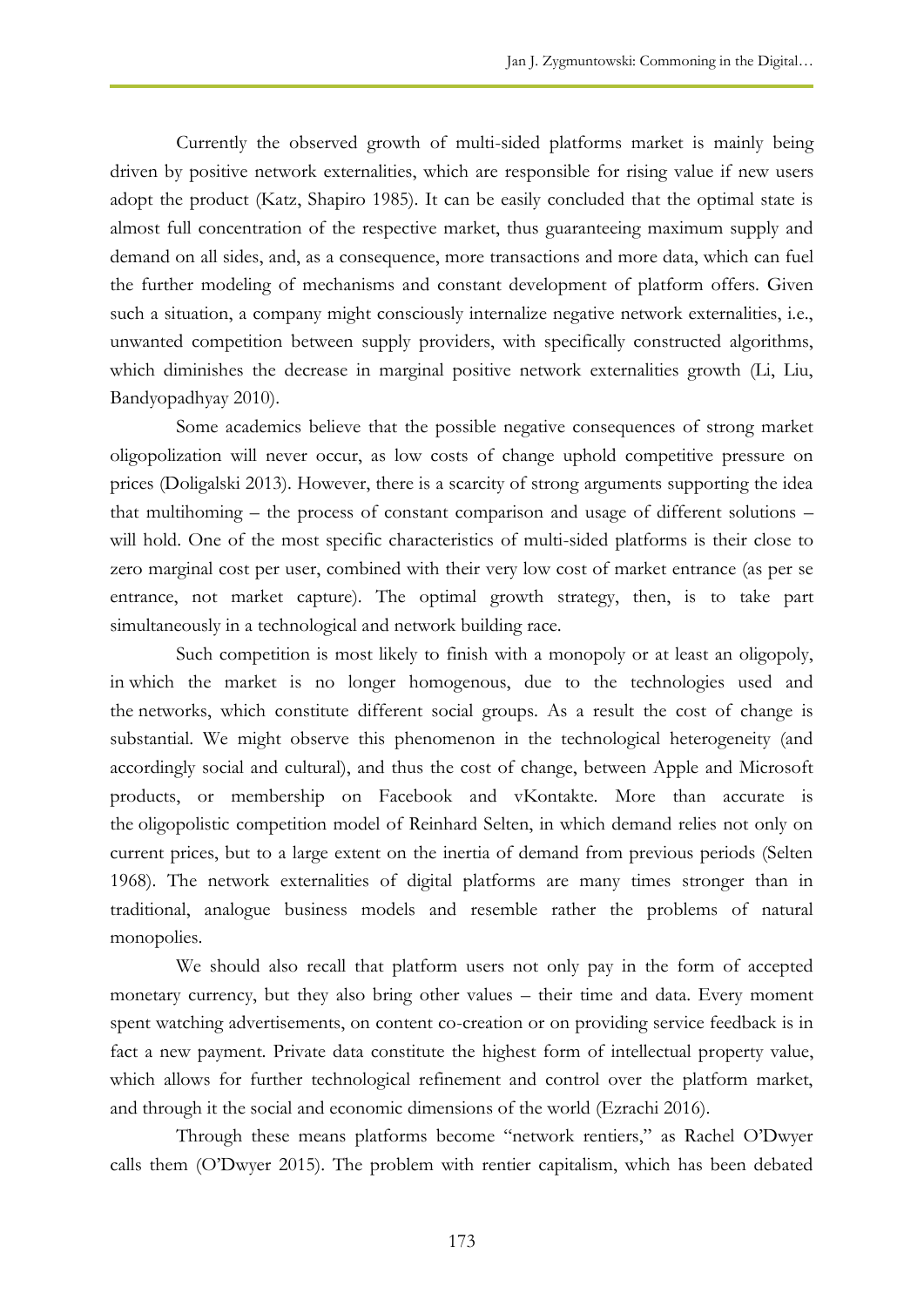Currently the observed growth of multi-sided platforms market is mainly being driven by positive network externalities, which are responsible for rising value if new users adopt the product (Katz, Shapiro 1985). It can be easily concluded that the optimal state is almost full concentration of the respective market, thus guaranteeing maximum supply and demand on all sides, and, as a consequence, more transactions and more data, which can fuel the further modeling of mechanisms and constant development of platform offers. Given such a situation, a company might consciously internalize negative network externalities, i.e., unwanted competition between supply providers, with specifically constructed algorithms, which diminishes the decrease in marginal positive network externalities growth (Li, Liu, Bandyopadhyay 2010).

Some academics believe that the possible negative consequences of strong market oligopolization will never occur, as low costs of change uphold competitive pressure on prices (Doligalski 2013). However, there is a scarcity of strong arguments supporting the idea that multihoming – the process of constant comparison and usage of different solutions – will hold. One of the most specific characteristics of multi-sided platforms is their close to zero marginal cost per user, combined with their very low cost of market entrance (as per se entrance, not market capture). The optimal growth strategy, then, is to take part simultaneously in a technological and network building race.

Such competition is most likely to finish with a monopoly or at least an oligopoly, in which the market is no longer homogenous, due to the technologies used and the networks, which constitute different social groups. As a result the cost of change is substantial. We might observe this phenomenon in the technological heterogeneity (and accordingly social and cultural), and thus the cost of change, between Apple and Microsoft products, or membership on Facebook and vKontakte. More than accurate is the oligopolistic competition model of Reinhard Selten, in which demand relies not only on current prices, but to a large extent on the inertia of demand from previous periods (Selten 1968). The network externalities of digital platforms are many times stronger than in traditional, analogue business models and resemble rather the problems of natural monopolies.

We should also recall that platform users not only pay in the form of accepted monetary currency, but they also bring other values – their time and data. Every moment spent watching advertisements, on content co-creation or on providing service feedback is in fact a new payment. Private data constitute the highest form of intellectual property value, which allows for further technological refinement and control over the platform market, and through it the social and economic dimensions of the world (Ezrachi 2016).

Through these means platforms become "network rentiers," as Rachel O'Dwyer calls them (O'Dwyer 2015). The problem with rentier capitalism, which has been debated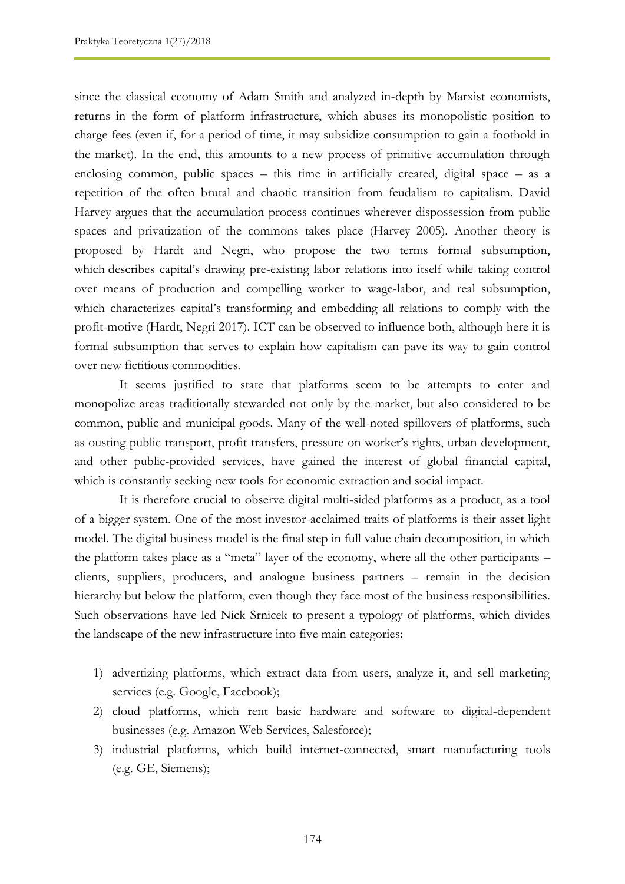since the classical economy of Adam Smith and analyzed in-depth by Marxist economists, returns in the form of platform infrastructure, which abuses its monopolistic position to charge fees (even if, for a period of time, it may subsidize consumption to gain a foothold in the market). In the end, this amounts to a new process of primitive accumulation through enclosing common, public spaces – this time in artificially created, digital space – as a repetition of the often brutal and chaotic transition from feudalism to capitalism. David Harvey argues that the accumulation process continues wherever dispossession from public spaces and privatization of the commons takes place (Harvey 2005). Another theory is proposed by Hardt and Negri, who propose the two terms formal subsumption, which describes capital's drawing pre-existing labor relations into itself while taking control over means of production and compelling worker to wage-labor, and real subsumption, which characterizes capital's transforming and embedding all relations to comply with the profit-motive (Hardt, Negri 2017). ICT can be observed to influence both, although here it is formal subsumption that serves to explain how capitalism can pave its way to gain control over new fictitious commodities.

It seems justified to state that platforms seem to be attempts to enter and monopolize areas traditionally stewarded not only by the market, but also considered to be common, public and municipal goods. Many of the well-noted spillovers of platforms, such as ousting public transport, profit transfers, pressure on worker's rights, urban development, and other public-provided services, have gained the interest of global financial capital, which is constantly seeking new tools for economic extraction and social impact.

It is therefore crucial to observe digital multi-sided platforms as a product, as a tool of a bigger system. One of the most investor-acclaimed traits of platforms is their asset light model. The digital business model is the final step in full value chain decomposition, in which the platform takes place as a "meta" layer of the economy, where all the other participants – clients, suppliers, producers, and analogue business partners – remain in the decision hierarchy but below the platform, even though they face most of the business responsibilities. Such observations have led Nick Srnicek to present a typology of platforms, which divides the landscape of the new infrastructure into five main categories:

1) advertizing platforms, which extract data from users, analyze it, and sell marketing services (e.g. Google, Facebook);
2) cloud platforms, which rent basic hardware and software to digital-dependent businesses (e.g. Amazon Web Services, Salesforce);
3) industrial platforms, which build internet-connected, smart manufacturing tools (e.g. GE, Siemens);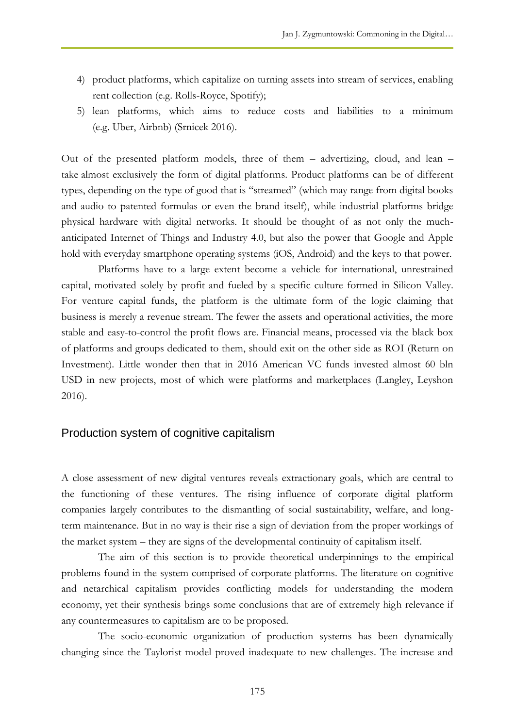4) product platforms, which capitalize on turning assets into stream of services, enabling rent collection (e.g. Rolls-Royce, Spotify);
5) lean platforms, which aims to reduce costs and liabilities to a minimum (e.g. Uber, Airbnb) (Srnicek 2016).

Out of the presented platform models, three of them – advertizing, cloud, and lean – take almost exclusively the form of digital platforms. Product platforms can be of different types, depending on the type of good that is "streamed" (which may range from digital books and audio to patented formulas or even the brand itself), while industrial platforms bridge physical hardware with digital networks. It should be thought of as not only the much-anticipated Internet of Things and Industry 4.0, but also the power that Google and Apple hold with everyday smartphone operating systems (iOS, Android) and the keys to that power.

Platforms have to a large extent become a vehicle for international, unrestrained capital, motivated solely by profit and fueled by a specific culture formed in Silicon Valley. For venture capital funds, the platform is the ultimate form of the logic claiming that business is merely a revenue stream. The fewer the assets and operational activities, the more stable and easy-to-control the profit flows are. Financial means, processed via the black box of platforms and groups dedicated to them, should exit on the other side as ROI (Return on Investment). Little wonder then that in 2016 American VC funds invested almost 60 bln USD in new projects, most of which were platforms and marketplaces (Langley, Leyshon 2016).

## Production system of cognitive capitalism

A close assessment of new digital ventures reveals extractionary goals, which are central to the functioning of these ventures. The rising influence of corporate digital platform companies largely contributes to the dismantling of social sustainability, welfare, and long-term maintenance. But in no way is their rise a sign of deviation from the proper workings of the market system – they are signs of the developmental continuity of capitalism itself.

The aim of this section is to provide theoretical underpinnings to the empirical problems found in the system comprised of corporate platforms. The literature on cognitive and netarchical capitalism provides conflicting models for understanding the modern economy, yet their synthesis brings some conclusions that are of extremely high relevance if any countermeasures to capitalism are to be proposed.

The socio-economic organization of production systems has been dynamically changing since the Taylorist model proved inadequate to new challenges. The increase and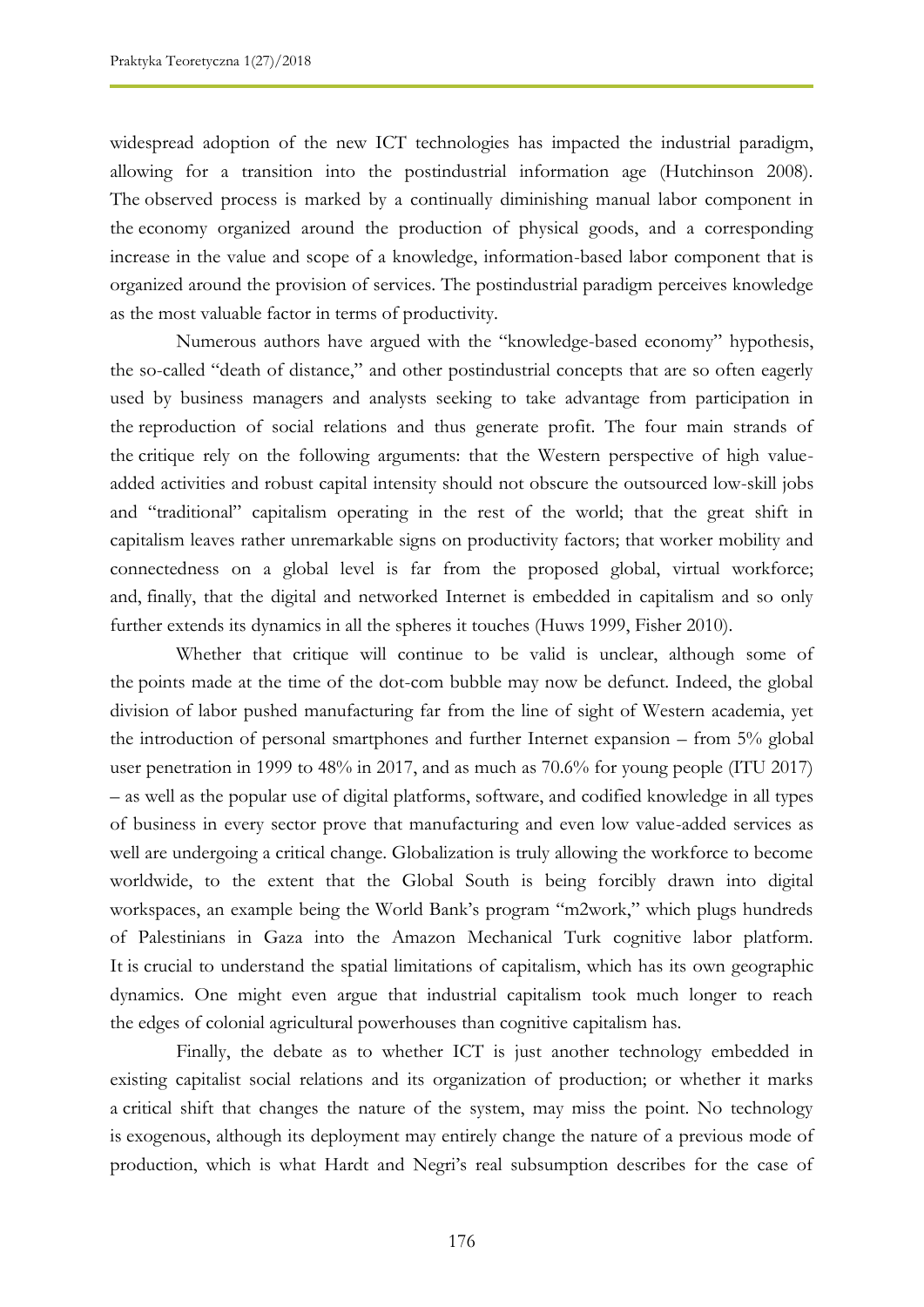widespread adoption of the new ICT technologies has impacted the industrial paradigm, allowing for a transition into the postindustrial information age (Hutchinson 2008). The observed process is marked by a continually diminishing manual labor component in the economy organized around the production of physical goods, and a corresponding increase in the value and scope of a knowledge, information-based labor component that is organized around the provision of services. The postindustrial paradigm perceives knowledge as the most valuable factor in terms of productivity.

Numerous authors have argued with the "knowledge-based economy" hypothesis, the so-called "death of distance," and other postindustrial concepts that are so often eagerly used by business managers and analysts seeking to take advantage from participation in the reproduction of social relations and thus generate profit. The four main strands of the critique rely on the following arguments: that the Western perspective of high value-added activities and robust capital intensity should not obscure the outsourced low-skill jobs and "traditional" capitalism operating in the rest of the world; that the great shift in capitalism leaves rather unremarkable signs on productivity factors; that worker mobility and connectedness on a global level is far from the proposed global, virtual workforce; and, finally, that the digital and networked Internet is embedded in capitalism and so only further extends its dynamics in all the spheres it touches (Huws 1999, Fisher 2010).

Whether that critique will continue to be valid is unclear, although some of the points made at the time of the dot-com bubble may now be defunct. Indeed, the global division of labor pushed manufacturing far from the line of sight of Western academia, yet the introduction of personal smartphones and further Internet expansion – from 5% global user penetration in 1999 to 48% in 2017, and as much as 70.6% for young people (ITU 2017) – as well as the popular use of digital platforms, software, and codified knowledge in all types of business in every sector prove that manufacturing and even low value-added services as well are undergoing a critical change. Globalization is truly allowing the workforce to become worldwide, to the extent that the Global South is being forcibly drawn into digital workspaces, an example being the World Bank's program "m2work," which plugs hundreds of Palestinians in Gaza into the Amazon Mechanical Turk cognitive labor platform. It is crucial to understand the spatial limitations of capitalism, which has its own geographic dynamics. One might even argue that industrial capitalism took much longer to reach the edges of colonial agricultural powerhouses than cognitive capitalism has.

Finally, the debate as to whether ICT is just another technology embedded in existing capitalist social relations and its organization of production; or whether it marks a critical shift that changes the nature of the system, may miss the point. No technology is exogenous, although its deployment may entirely change the nature of a previous mode of production, which is what Hardt and Negri's real subsumption describes for the case of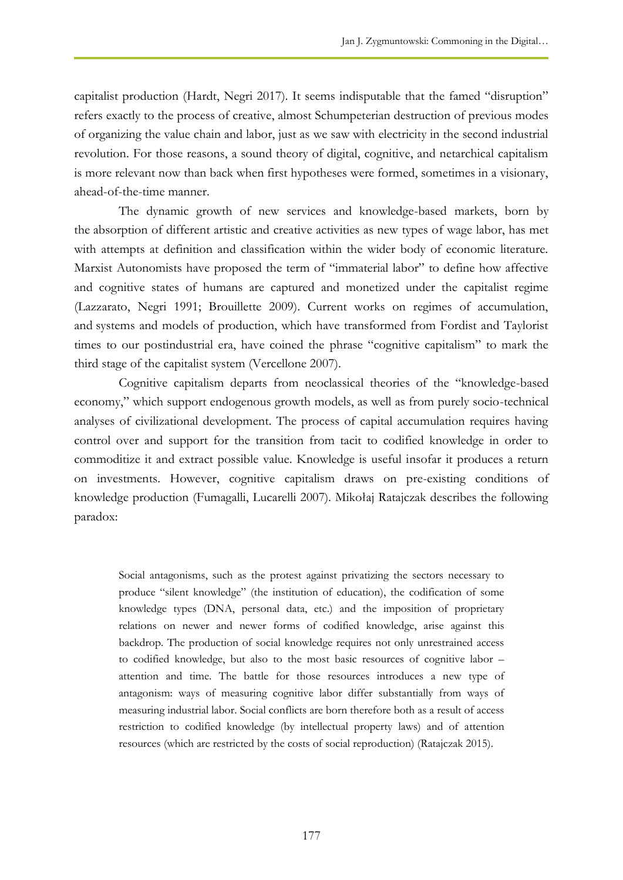capitalist production (Hardt, Negri 2017). It seems indisputable that the famed "disruption" refers exactly to the process of creative, almost Schumpeterian destruction of previous modes of organizing the value chain and labor, just as we saw with electricity in the second industrial revolution. For those reasons, a sound theory of digital, cognitive, and netarchical capitalism is more relevant now than back when first hypotheses were formed, sometimes in a visionary, ahead-of-the-time manner.

The dynamic growth of new services and knowledge-based markets, born by the absorption of different artistic and creative activities as new types of wage labor, has met with attempts at definition and classification within the wider body of economic literature. Marxist Autonomists have proposed the term of "immaterial labor" to define how affective and cognitive states of humans are captured and monetized under the capitalist regime (Lazzarato, Negri 1991; Brouillette 2009). Current works on regimes of accumulation, and systems and models of production, which have transformed from Fordist and Taylorist times to our postindustrial era, have coined the phrase "cognitive capitalism" to mark the third stage of the capitalist system (Vercellone 2007).

Cognitive capitalism departs from neoclassical theories of the "knowledge-based economy," which support endogenous growth models, as well as from purely socio-technical analyses of civilizational development. The process of capital accumulation requires having control over and support for the transition from tacit to codified knowledge in order to commoditize it and extract possible value. Knowledge is useful insofar it produces a return on investments. However, cognitive capitalism draws on pre-existing conditions of knowledge production (Fumagalli, Lucarelli 2007). Mikołaj Ratajczak describes the following paradox:

> Social antagonisms, such as the protest against privatizing the sectors necessary to produce "silent knowledge" (the institution of education), the codification of some knowledge types (DNA, personal data, etc.) and the imposition of proprietary relations on newer and newer forms of codified knowledge, arise against this backdrop. The production of social knowledge requires not only unrestrained access to codified knowledge, but also to the most basic resources of cognitive labor – attention and time. The battle for those resources introduces a new type of antagonism: ways of measuring cognitive labor differ substantially from ways of measuring industrial labor. Social conflicts are born therefore both as a result of access restriction to codified knowledge (by intellectual property laws) and of attention resources (which are restricted by the costs of social reproduction) (Ratajczak 2015).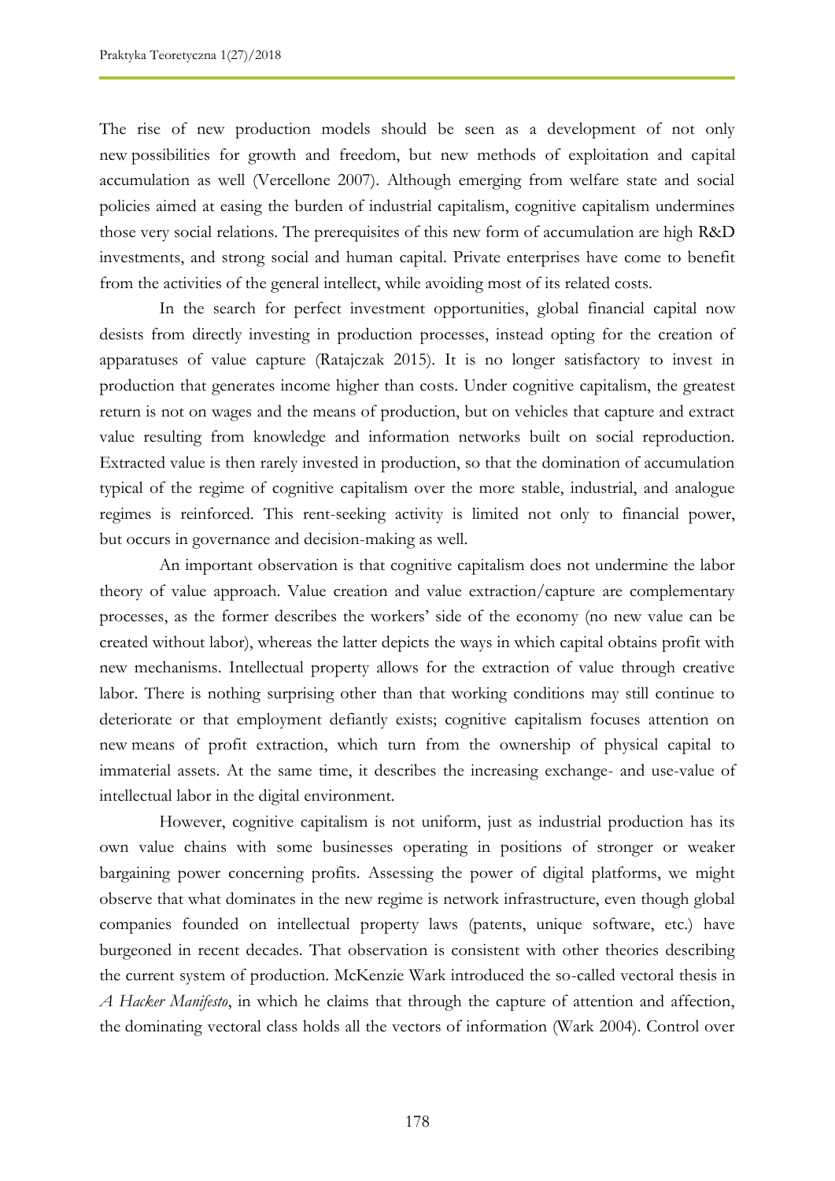The rise of new production models should be seen as a development of not only new possibilities for growth and freedom, but new methods of exploitation and capital accumulation as well (Vercellone 2007). Although emerging from welfare state and social policies aimed at easing the burden of industrial capitalism, cognitive capitalism undermines those very social relations. The prerequisites of this new form of accumulation are high R&D investments, and strong social and human capital. Private enterprises have come to benefit from the activities of the general intellect, while avoiding most of its related costs.

In the search for perfect investment opportunities, global financial capital now desists from directly investing in production processes, instead opting for the creation of apparatuses of value capture (Ratajczak 2015). It is no longer satisfactory to invest in production that generates income higher than costs. Under cognitive capitalism, the greatest return is not on wages and the means of production, but on vehicles that capture and extract value resulting from knowledge and information networks built on social reproduction. Extracted value is then rarely invested in production, so that the domination of accumulation typical of the regime of cognitive capitalism over the more stable, industrial, and analogue regimes is reinforced. This rent-seeking activity is limited not only to financial power, but occurs in governance and decision-making as well.

An important observation is that cognitive capitalism does not undermine the labor theory of value approach. Value creation and value extraction/capture are complementary processes, as the former describes the workers' side of the economy (no new value can be created without labor), whereas the latter depicts the ways in which capital obtains profit with new mechanisms. Intellectual property allows for the extraction of value through creative labor. There is nothing surprising other than that working conditions may still continue to deteriorate or that employment defiantly exists; cognitive capitalism focuses attention on new means of profit extraction, which turn from the ownership of physical capital to immaterial assets. At the same time, it describes the increasing exchange- and use-value of intellectual labor in the digital environment.

However, cognitive capitalism is not uniform, just as industrial production has its own value chains with some businesses operating in positions of stronger or weaker bargaining power concerning profits. Assessing the power of digital platforms, we might observe that what dominates in the new regime is network infrastructure, even though global companies founded on intellectual property laws (patents, unique software, etc.) have burgeoned in recent decades. That observation is consistent with other theories describing the current system of production. McKenzie Wark introduced the so-called vectoral thesis in *A Hacker Manifesto*, in which he claims that through the capture of attention and affection, the dominating vectoral class holds all the vectors of information (Wark 2004). Control over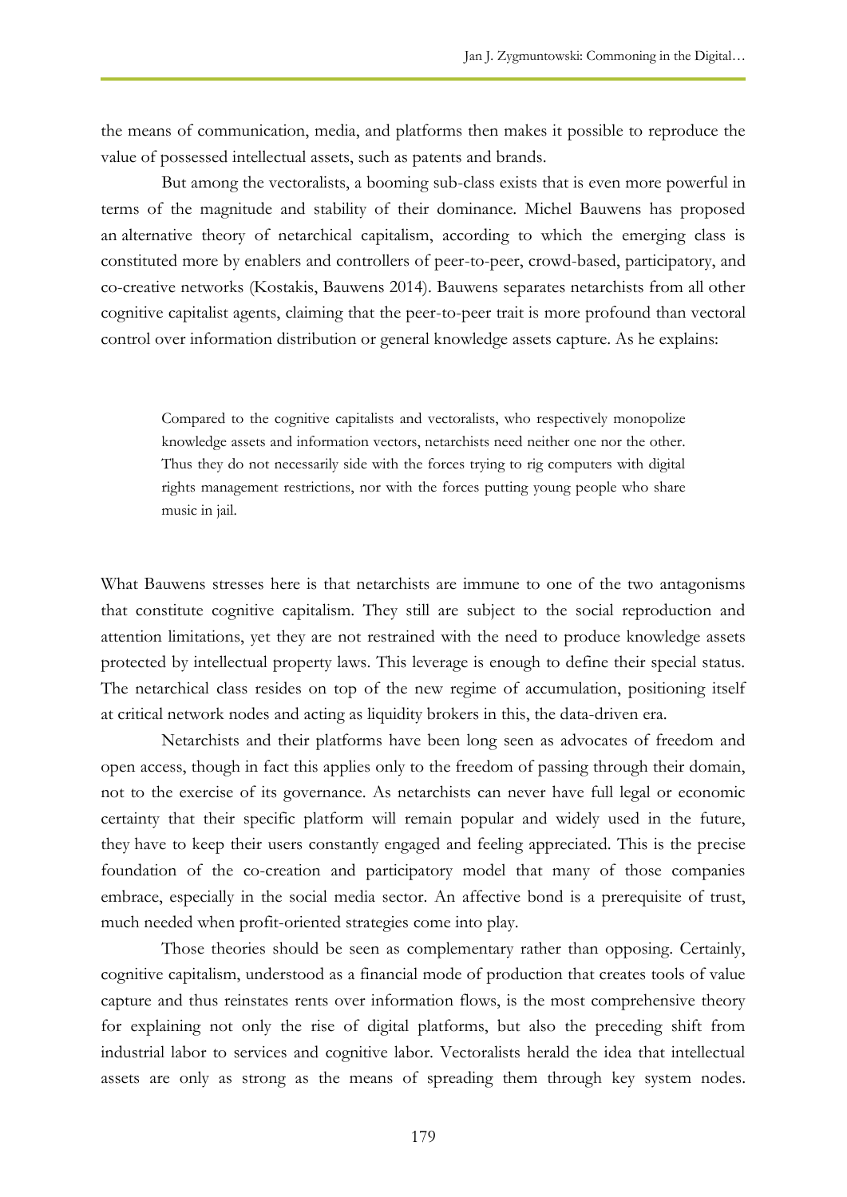the means of communication, media, and platforms then makes it possible to reproduce the value of possessed intellectual assets, such as patents and brands.

But among the vectoralists, a booming sub-class exists that is even more powerful in terms of the magnitude and stability of their dominance. Michel Bauwens has proposed an alternative theory of netarchical capitalism, according to which the emerging class is constituted more by enablers and controllers of peer-to-peer, crowd-based, participatory, and co-creative networks (Kostakis, Bauwens 2014). Bauwens separates netarchists from all other cognitive capitalist agents, claiming that the peer-to-peer trait is more profound than vectoral control over information distribution or general knowledge assets capture. As he explains:

> Compared to the cognitive capitalists and vectoralists, who respectively monopolize knowledge assets and information vectors, netarchists need neither one nor the other. Thus they do not necessarily side with the forces trying to rig computers with digital rights management restrictions, nor with the forces putting young people who share music in jail.

What Bauwens stresses here is that netarchists are immune to one of the two antagonisms that constitute cognitive capitalism. They still are subject to the social reproduction and attention limitations, yet they are not restrained with the need to produce knowledge assets protected by intellectual property laws. This leverage is enough to define their special status. The netarchical class resides on top of the new regime of accumulation, positioning itself at critical network nodes and acting as liquidity brokers in this, the data-driven era.

Netarchists and their platforms have been long seen as advocates of freedom and open access, though in fact this applies only to the freedom of passing through their domain, not to the exercise of its governance. As netarchists can never have full legal or economic certainty that their specific platform will remain popular and widely used in the future, they have to keep their users constantly engaged and feeling appreciated. This is the precise foundation of the co-creation and participatory model that many of those companies embrace, especially in the social media sector. An affective bond is a prerequisite of trust, much needed when profit-oriented strategies come into play.

Those theories should be seen as complementary rather than opposing. Certainly, cognitive capitalism, understood as a financial mode of production that creates tools of value capture and thus reinstates rents over information flows, is the most comprehensive theory for explaining not only the rise of digital platforms, but also the preceding shift from industrial labor to services and cognitive labor. Vectoralists herald the idea that intellectual assets are only as strong as the means of spreading them through key system nodes.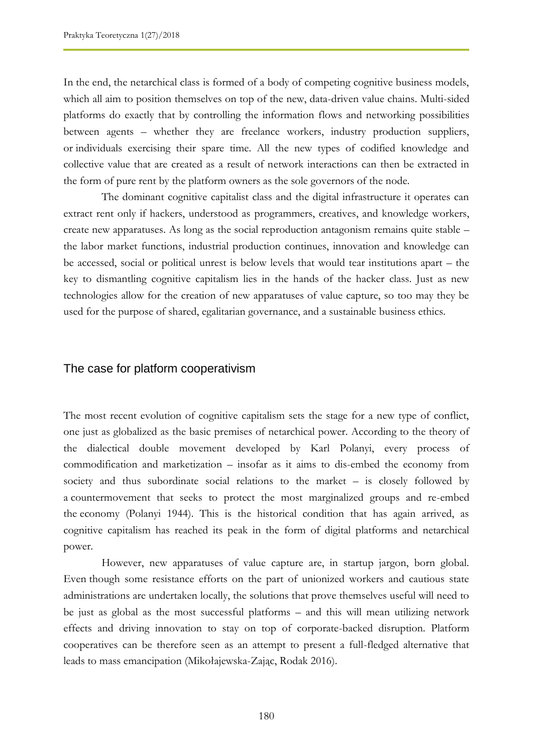In the end, the netarchical class is formed of a body of competing cognitive business models, which all aim to position themselves on top of the new, data-driven value chains. Multi-sided platforms do exactly that by controlling the information flows and networking possibilities between agents – whether they are freelance workers, industry production suppliers, or individuals exercising their spare time. All the new types of codified knowledge and collective value that are created as a result of network interactions can then be extracted in the form of pure rent by the platform owners as the sole governors of the node.

The dominant cognitive capitalist class and the digital infrastructure it operates can extract rent only if hackers, understood as programmers, creatives, and knowledge workers, create new apparatuses. As long as the social reproduction antagonism remains quite stable – the labor market functions, industrial production continues, innovation and knowledge can be accessed, social or political unrest is below levels that would tear institutions apart – the key to dismantling cognitive capitalism lies in the hands of the hacker class. Just as new technologies allow for the creation of new apparatuses of value capture, so too may they be used for the purpose of shared, egalitarian governance, and a sustainable business ethics.

## The case for platform cooperativism

The most recent evolution of cognitive capitalism sets the stage for a new type of conflict, one just as globalized as the basic premises of netarchical power. According to the theory of the dialectical double movement developed by Karl Polanyi, every process of commodification and marketization – insofar as it aims to dis-embed the economy from society and thus subordinate social relations to the market – is closely followed by a countermovement that seeks to protect the most marginalized groups and re-embed the economy (Polanyi 1944). This is the historical condition that has again arrived, as cognitive capitalism has reached its peak in the form of digital platforms and netarchical power.

However, new apparatuses of value capture are, in startup jargon, born global. Even though some resistance efforts on the part of unionized workers and cautious state administrations are undertaken locally, the solutions that prove themselves useful will need to be just as global as the most successful platforms – and this will mean utilizing network effects and driving innovation to stay on top of corporate-backed disruption. Platform cooperatives can be therefore seen as an attempt to present a full-fledged alternative that leads to mass emancipation (Mikołajewska-Zając, Rodak 2016).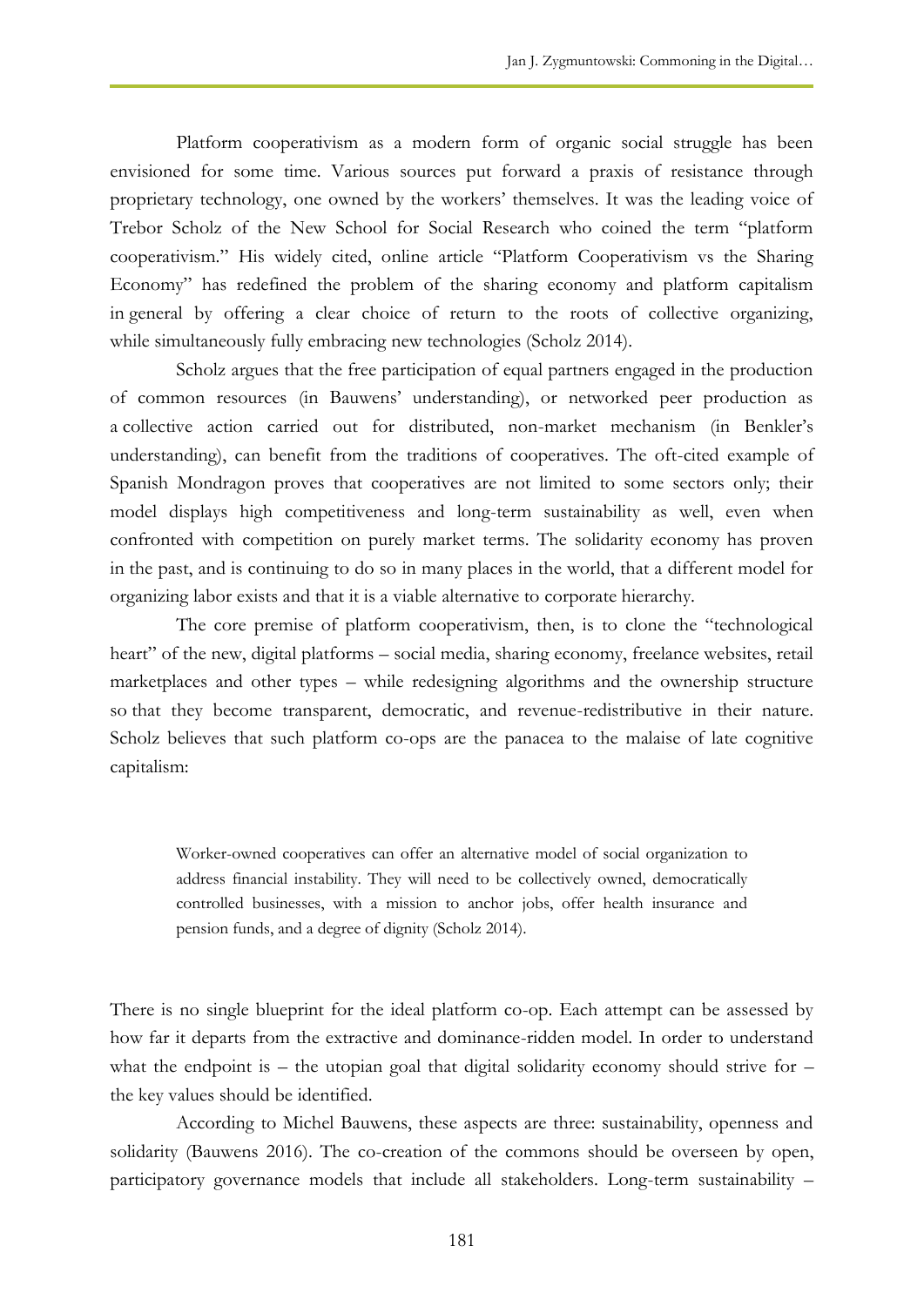Platform cooperativism as a modern form of organic social struggle has been envisioned for some time. Various sources put forward a praxis of resistance through proprietary technology, one owned by the workers' themselves. It was the leading voice of Trebor Scholz of the New School for Social Research who coined the term "platform cooperativism." His widely cited, online article "Platform Cooperativism vs the Sharing Economy" has redefined the problem of the sharing economy and platform capitalism in general by offering a clear choice of return to the roots of collective organizing, while simultaneously fully embracing new technologies (Scholz 2014).

Scholz argues that the free participation of equal partners engaged in the production of common resources (in Bauwens' understanding), or networked peer production as a collective action carried out for distributed, non-market mechanism (in Benkler's understanding), can benefit from the traditions of cooperatives. The oft-cited example of Spanish Mondragon proves that cooperatives are not limited to some sectors only; their model displays high competitiveness and long-term sustainability as well, even when confronted with competition on purely market terms. The solidarity economy has proven in the past, and is continuing to do so in many places in the world, that a different model for organizing labor exists and that it is a viable alternative to corporate hierarchy.

The core premise of platform cooperativism, then, is to clone the "technological heart" of the new, digital platforms – social media, sharing economy, freelance websites, retail marketplaces and other types – while redesigning algorithms and the ownership structure so that they become transparent, democratic, and revenue-redistributive in their nature. Scholz believes that such platform co-ops are the panacea to the malaise of late cognitive capitalism:

> Worker-owned cooperatives can offer an alternative model of social organization to address financial instability. They will need to be collectively owned, democratically controlled businesses, with a mission to anchor jobs, offer health insurance and pension funds, and a degree of dignity (Scholz 2014).

There is no single blueprint for the ideal platform co-op. Each attempt can be assessed by how far it departs from the extractive and dominance-ridden model. In order to understand what the endpoint is – the utopian goal that digital solidarity economy should strive for – the key values should be identified.

According to Michel Bauwens, these aspects are three: sustainability, openness and solidarity (Bauwens 2016). The co-creation of the commons should be overseen by open, participatory governance models that include all stakeholders. Long-term sustainability –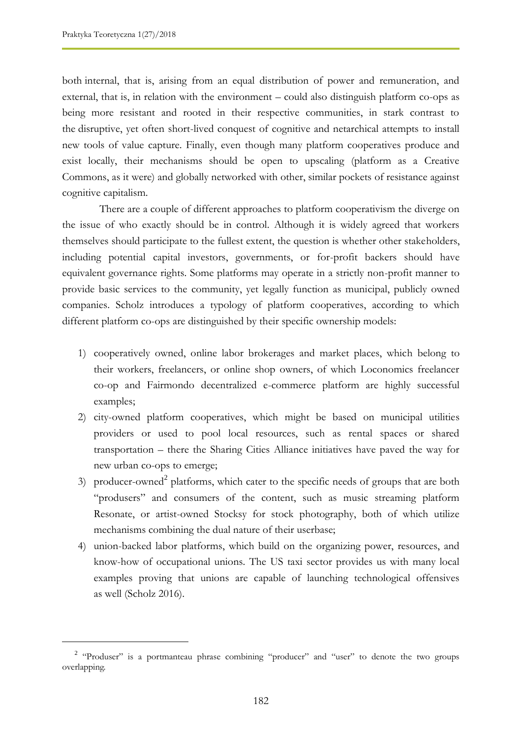both internal, that is, arising from an equal distribution of power and remuneration, and external, that is, in relation with the environment – could also distinguish platform co-ops as being more resistant and rooted in their respective communities, in stark contrast to the disruptive, yet often short-lived conquest of cognitive and netarchical attempts to install new tools of value capture. Finally, even though many platform cooperatives produce and exist locally, their mechanisms should be open to upscaling (platform as a Creative Commons, as it were) and globally networked with other, similar pockets of resistance against cognitive capitalism.

There are a couple of different approaches to platform cooperativism the diverge on the issue of who exactly should be in control. Although it is widely agreed that workers themselves should participate to the fullest extent, the question is whether other stakeholders, including potential capital investors, governments, or for-profit backers should have equivalent governance rights. Some platforms may operate in a strictly non-profit manner to provide basic services to the community, yet legally function as municipal, publicly owned companies. Scholz introduces a typology of platform cooperatives, according to which different platform co-ops are distinguished by their specific ownership models:

1) cooperatively owned, online labor brokerages and market places, which belong to their workers, freelancers, or online shop owners, of which Loconomics freelancer co-op and Fairmondo decentralized e-commerce platform are highly successful examples;
2) city-owned platform cooperatives, which might be based on municipal utilities providers or used to pool local resources, such as rental spaces or shared transportation – there the Sharing Cities Alliance initiatives have paved the way for new urban co-ops to emerge;
3) producer-owned[2] platforms, which cater to the specific needs of groups that are both "produsers" and consumers of the content, such as music streaming platform Resonate, or artist-owned Stocksy for stock photography, both of which utilize mechanisms combining the dual nature of their userbase;
4) union-backed labor platforms, which build on the organizing power, resources, and know-how of occupational unions. The US taxi sector provides us with many local examples proving that unions are capable of launching technological offensives as well (Scholz 2016).

[2] "Produser" is a portmanteau phrase combining "producer" and "user" to denote the two groups overlapping.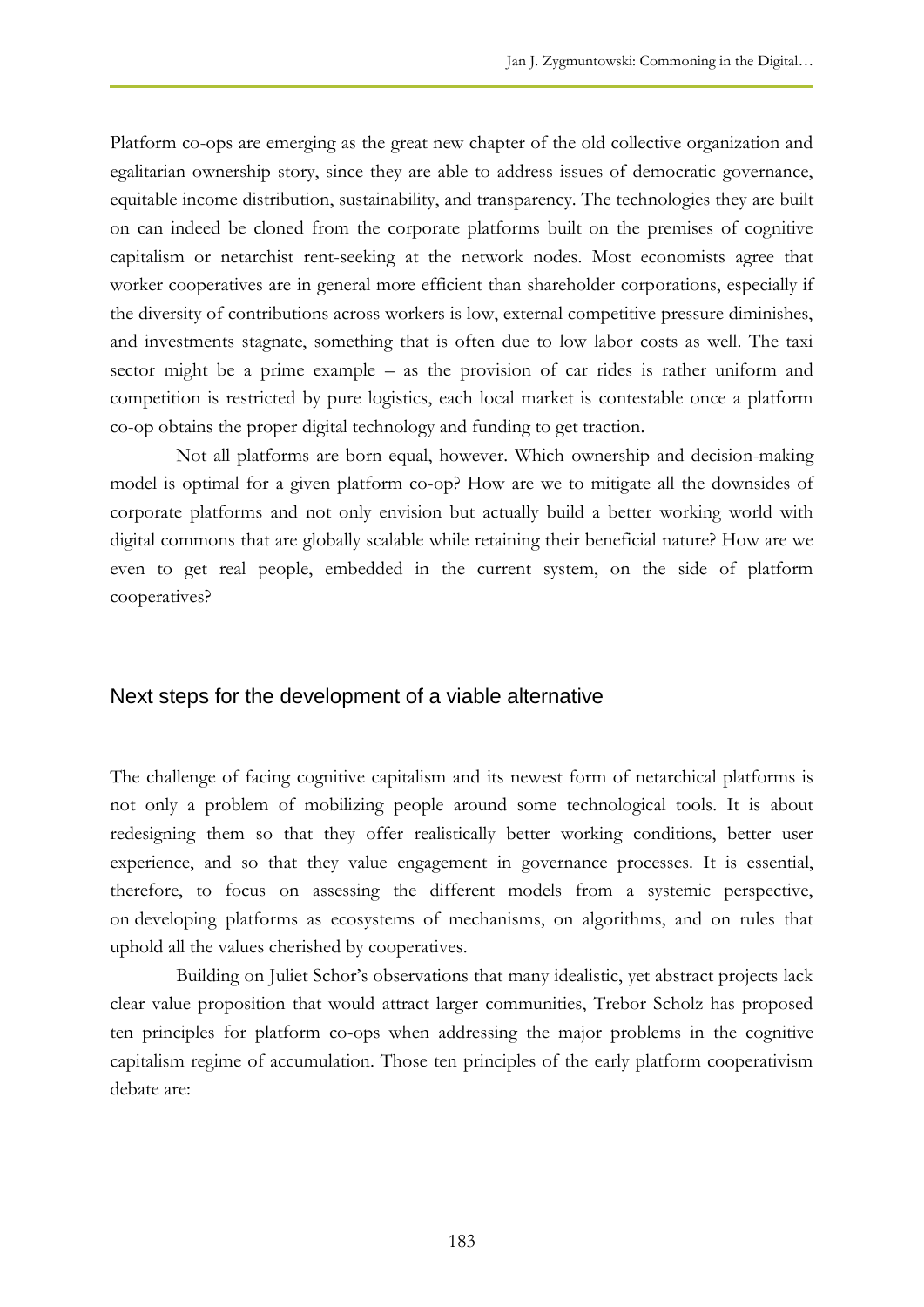Platform co-ops are emerging as the great new chapter of the old collective organization and egalitarian ownership story, since they are able to address issues of democratic governance, equitable income distribution, sustainability, and transparency. The technologies they are built on can indeed be cloned from the corporate platforms built on the premises of cognitive capitalism or netarchist rent-seeking at the network nodes. Most economists agree that worker cooperatives are in general more efficient than shareholder corporations, especially if the diversity of contributions across workers is low, external competitive pressure diminishes, and investments stagnate, something that is often due to low labor costs as well. The taxi sector might be a prime example – as the provision of car rides is rather uniform and competition is restricted by pure logistics, each local market is contestable once a platform co-op obtains the proper digital technology and funding to get traction.

Not all platforms are born equal, however. Which ownership and decision-making model is optimal for a given platform co-op? How are we to mitigate all the downsides of corporate platforms and not only envision but actually build a better working world with digital commons that are globally scalable while retaining their beneficial nature? How are we even to get real people, embedded in the current system, on the side of platform cooperatives?

## Next steps for the development of a viable alternative

The challenge of facing cognitive capitalism and its newest form of netarchical platforms is not only a problem of mobilizing people around some technological tools. It is about redesigning them so that they offer realistically better working conditions, better user experience, and so that they value engagement in governance processes. It is essential, therefore, to focus on assessing the different models from a systemic perspective, on developing platforms as ecosystems of mechanisms, on algorithms, and on rules that uphold all the values cherished by cooperatives.

Building on Juliet Schor's observations that many idealistic, yet abstract projects lack clear value proposition that would attract larger communities, Trebor Scholz has proposed ten principles for platform co-ops when addressing the major problems in the cognitive capitalism regime of accumulation. Those ten principles of the early platform cooperativism debate are: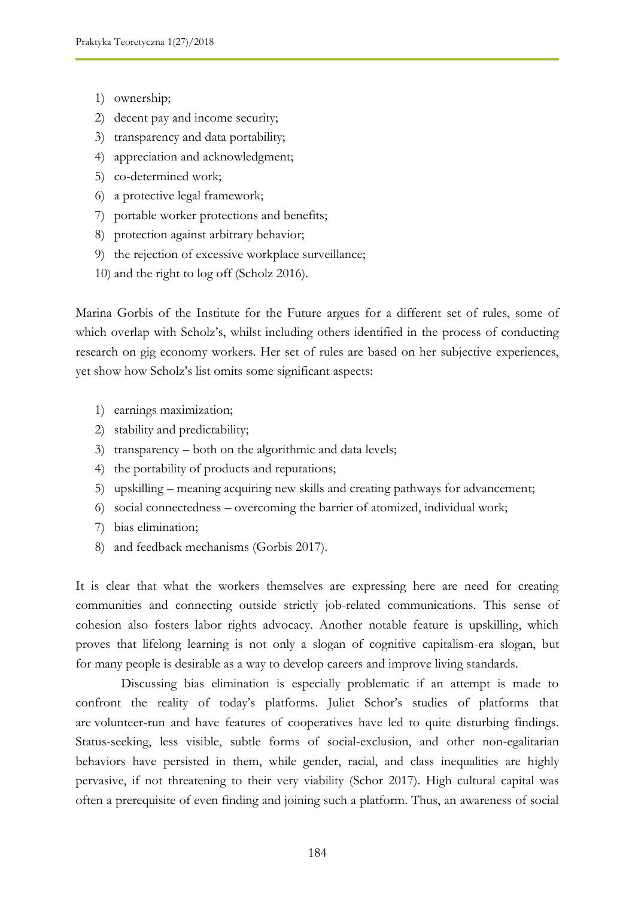1) ownership;
2) decent pay and income security;
3) transparency and data portability;
4) appreciation and acknowledgment;
5) co-determined work;
6) a protective legal framework;
7) portable worker protections and benefits;
8) protection against arbitrary behavior;
9) the rejection of excessive workplace surveillance;
10) and the right to log off (Scholz 2016).

Marina Gorbis of the Institute for the Future argues for a different set of rules, some of which overlap with Scholz's, whilst including others identified in the process of conducting research on gig economy workers. Her set of rules are based on her subjective experiences, yet show how Scholz's list omits some significant aspects:

1) earnings maximization;
2) stability and predictability;
3) transparency – both on the algorithmic and data levels;
4) the portability of products and reputations;
5) upskilling – meaning acquiring new skills and creating pathways for advancement;
6) social connectedness – overcoming the barrier of atomized, individual work;
7) bias elimination;
8) and feedback mechanisms (Gorbis 2017).

It is clear that what the workers themselves are expressing here are need for creating communities and connecting outside strictly job-related communications. This sense of cohesion also fosters labor rights advocacy. Another notable feature is upskilling, which proves that lifelong learning is not only a slogan of cognitive capitalism-era slogan, but for many people is desirable as a way to develop careers and improve living standards.

Discussing bias elimination is especially problematic if an attempt is made to confront the reality of today's platforms. Juliet Schor's studies of platforms that are volunteer-run and have features of cooperatives have led to quite disturbing findings. Status-seeking, less visible, subtle forms of social-exclusion, and other non-egalitarian behaviors have persisted in them, while gender, racial, and class inequalities are highly pervasive, if not threatening to their very viability (Schor 2017). High cultural capital was often a prerequisite of even finding and joining such a platform. Thus, an awareness of social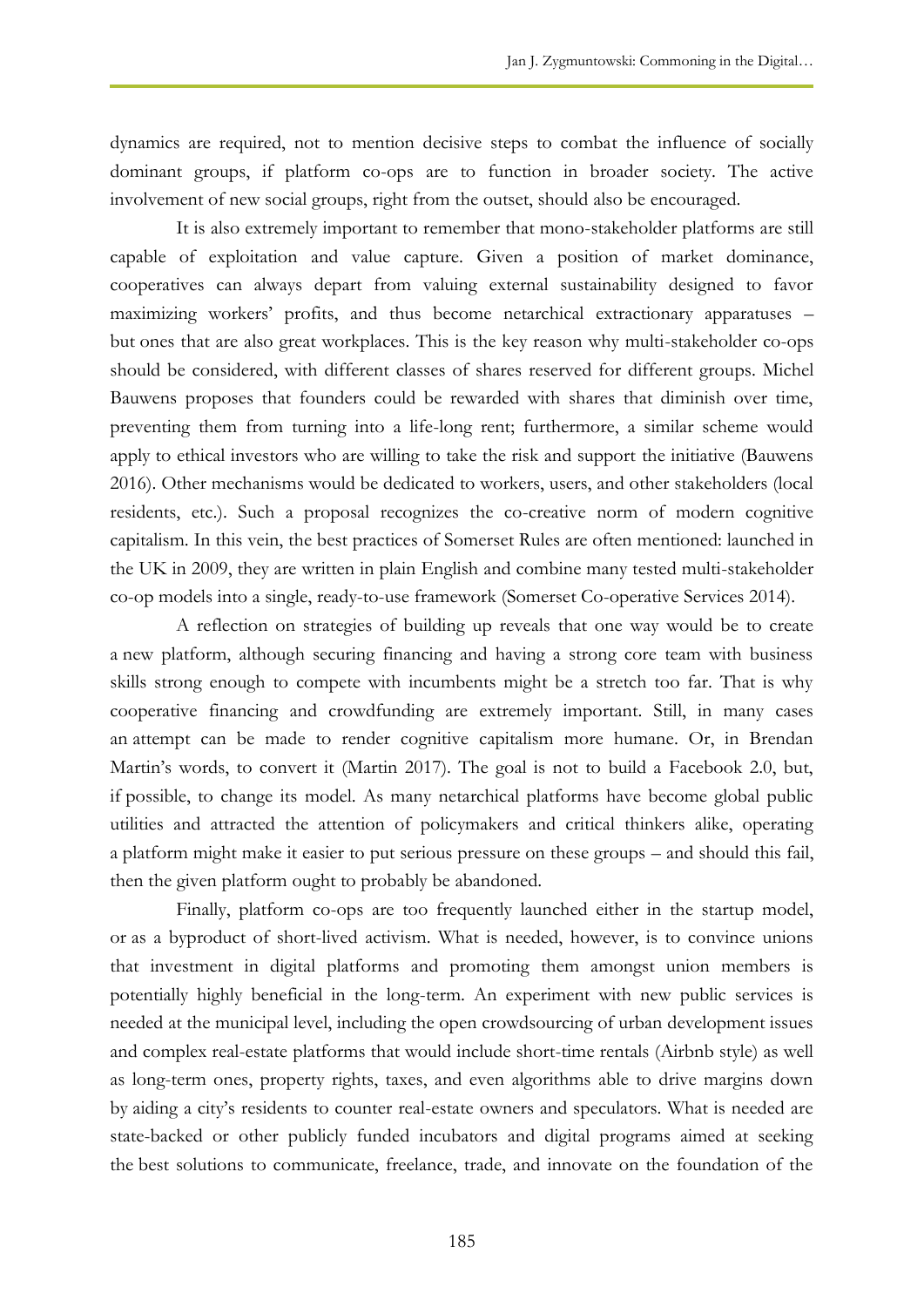dynamics are required, not to mention decisive steps to combat the influence of socially dominant groups, if platform co-ops are to function in broader society. The active involvement of new social groups, right from the outset, should also be encouraged.

It is also extremely important to remember that mono-stakeholder platforms are still capable of exploitation and value capture. Given a position of market dominance, cooperatives can always depart from valuing external sustainability designed to favor maximizing workers' profits, and thus become netarchical extractionary apparatuses – but ones that are also great workplaces. This is the key reason why multi-stakeholder co-ops should be considered, with different classes of shares reserved for different groups. Michel Bauwens proposes that founders could be rewarded with shares that diminish over time, preventing them from turning into a life-long rent; furthermore, a similar scheme would apply to ethical investors who are willing to take the risk and support the initiative (Bauwens 2016). Other mechanisms would be dedicated to workers, users, and other stakeholders (local residents, etc.). Such a proposal recognizes the co-creative norm of modern cognitive capitalism. In this vein, the best practices of Somerset Rules are often mentioned: launched in the UK in 2009, they are written in plain English and combine many tested multi-stakeholder co-op models into a single, ready-to-use framework (Somerset Co-operative Services 2014).

A reflection on strategies of building up reveals that one way would be to create a new platform, although securing financing and having a strong core team with business skills strong enough to compete with incumbents might be a stretch too far. That is why cooperative financing and crowdfunding are extremely important. Still, in many cases an attempt can be made to render cognitive capitalism more humane. Or, in Brendan Martin's words, to convert it (Martin 2017). The goal is not to build a Facebook 2.0, but, if possible, to change its model. As many netarchical platforms have become global public utilities and attracted the attention of policymakers and critical thinkers alike, operating a platform might make it easier to put serious pressure on these groups – and should this fail, then the given platform ought to probably be abandoned.

Finally, platform co-ops are too frequently launched either in the startup model, or as a byproduct of short-lived activism. What is needed, however, is to convince unions that investment in digital platforms and promoting them amongst union members is potentially highly beneficial in the long-term. An experiment with new public services is needed at the municipal level, including the open crowdsourcing of urban development issues and complex real-estate platforms that would include short-time rentals (Airbnb style) as well as long-term ones, property rights, taxes, and even algorithms able to drive margins down by aiding a city's residents to counter real-estate owners and speculators. What is needed are state-backed or other publicly funded incubators and digital programs aimed at seeking the best solutions to communicate, freelance, trade, and innovate on the foundation of the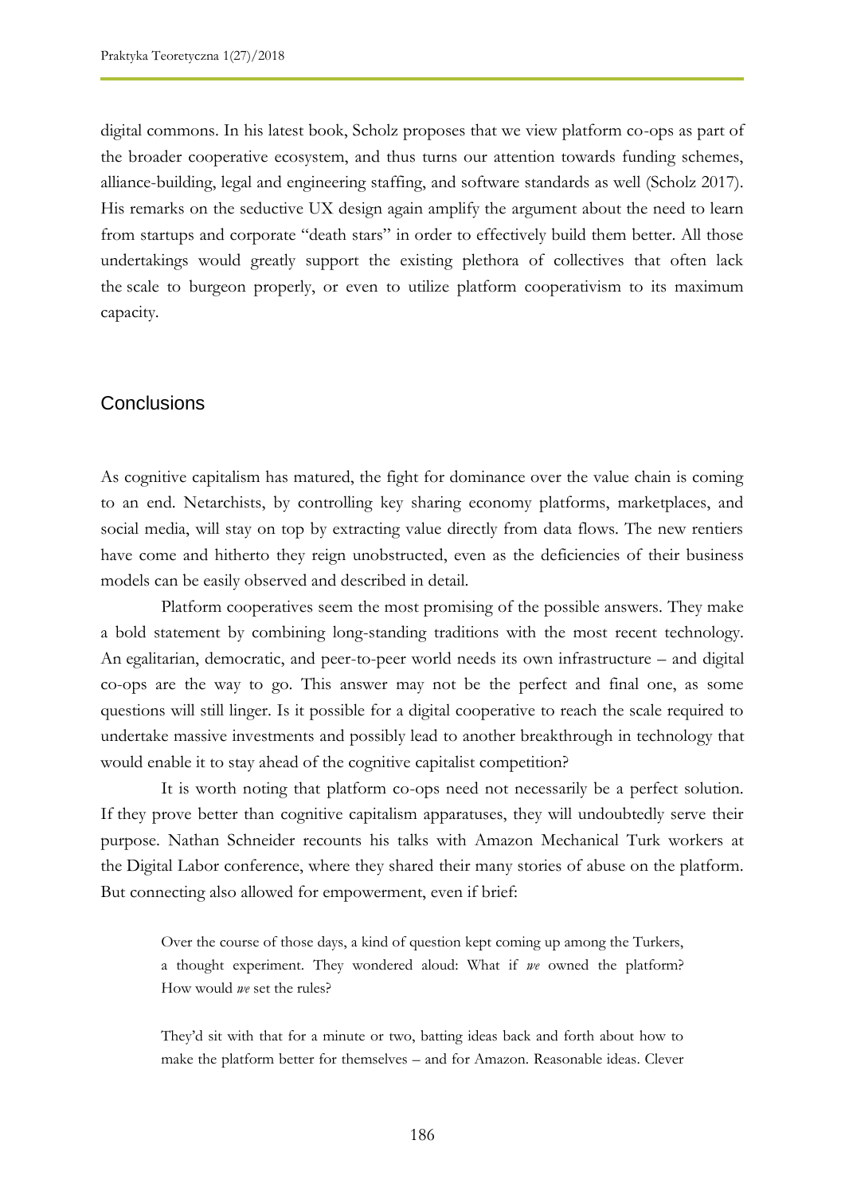digital commons. In his latest book, Scholz proposes that we view platform co-ops as part of the broader cooperative ecosystem, and thus turns our attention towards funding schemes, alliance-building, legal and engineering staffing, and software standards as well (Scholz 2017). His remarks on the seductive UX design again amplify the argument about the need to learn from startups and corporate "death stars" in order to effectively build them better. All those undertakings would greatly support the existing plethora of collectives that often lack the scale to burgeon properly, or even to utilize platform cooperativism to its maximum capacity.

## Conclusions

As cognitive capitalism has matured, the fight for dominance over the value chain is coming to an end. Netarchists, by controlling key sharing economy platforms, marketplaces, and social media, will stay on top by extracting value directly from data flows. The new rentiers have come and hitherto they reign unobstructed, even as the deficiencies of their business models can be easily observed and described in detail.

Platform cooperatives seem the most promising of the possible answers. They make a bold statement by combining long-standing traditions with the most recent technology. An egalitarian, democratic, and peer-to-peer world needs its own infrastructure – and digital co-ops are the way to go. This answer may not be the perfect and final one, as some questions will still linger. Is it possible for a digital cooperative to reach the scale required to undertake massive investments and possibly lead to another breakthrough in technology that would enable it to stay ahead of the cognitive capitalist competition?

It is worth noting that platform co-ops need not necessarily be a perfect solution. If they prove better than cognitive capitalism apparatuses, they will undoubtedly serve their purpose. Nathan Schneider recounts his talks with Amazon Mechanical Turk workers at the Digital Labor conference, where they shared their many stories of abuse on the platform. But connecting also allowed for empowerment, even if brief:

> Over the course of those days, a kind of question kept coming up among the Turkers, a thought experiment. They wondered aloud: What if *we* owned the platform? How would *we* set the rules?
>
> They'd sit with that for a minute or two, batting ideas back and forth about how to make the platform better for themselves – and for Amazon. Reasonable ideas. Clever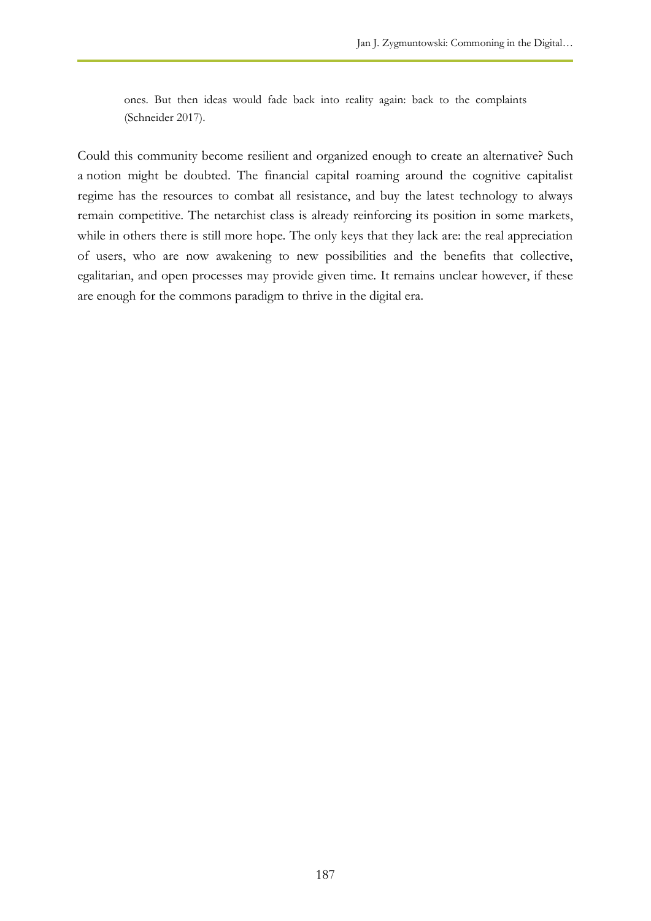> ones. But then ideas would fade back into reality again: back to the complaints (Schneider 2017).

Could this community become resilient and organized enough to create an alternative? Such a notion might be doubted. The financial capital roaming around the cognitive capitalist regime has the resources to combat all resistance, and buy the latest technology to always remain competitive. The netarchist class is already reinforcing its position in some markets, while in others there is still more hope. The only keys that they lack are: the real appreciation of users, who are now awakening to new possibilities and the benefits that collective, egalitarian, and open processes may provide given time. It remains unclear however, if these are enough for the commons paradigm to thrive in the digital era.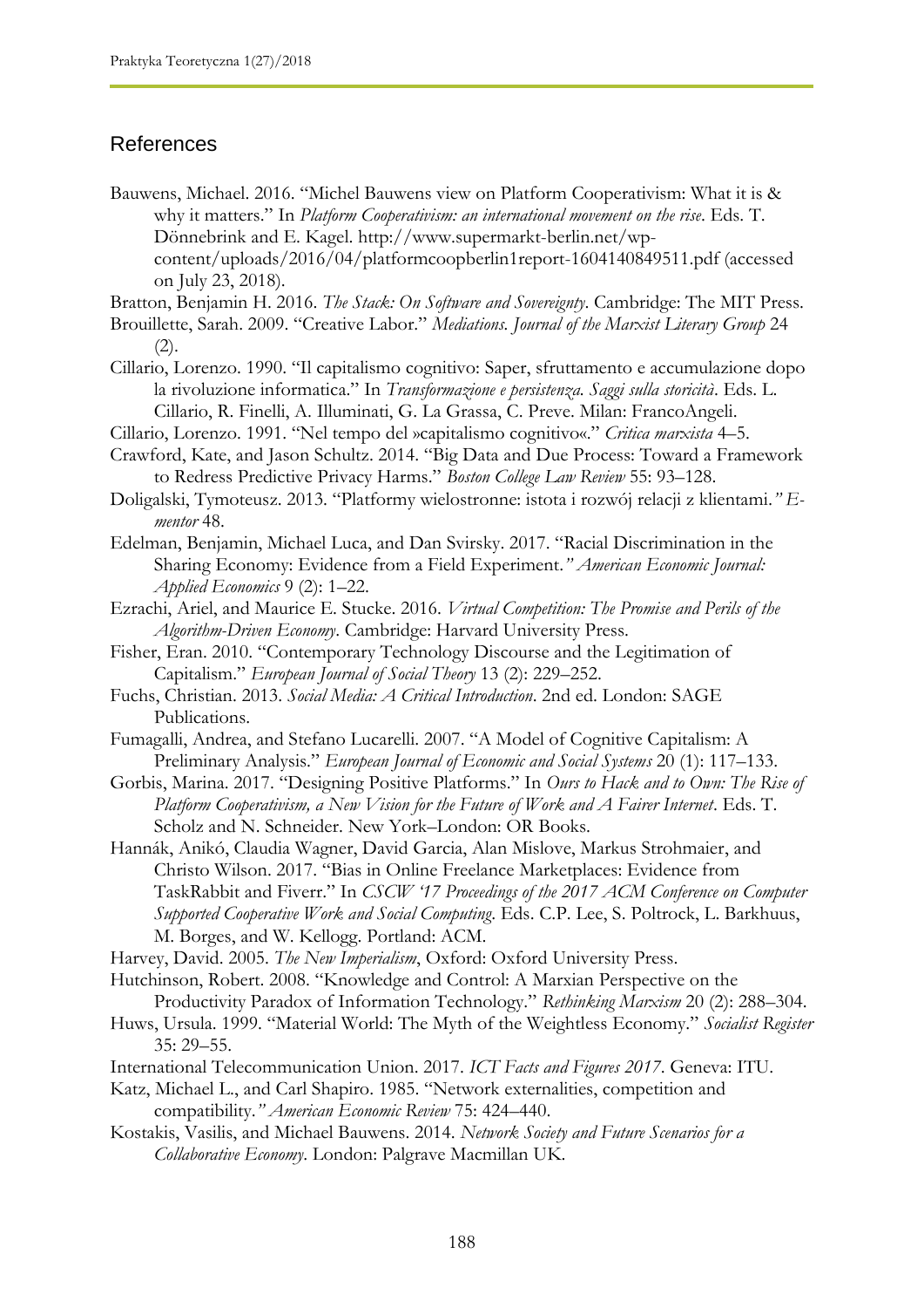## References

Bauwens, Michael. 2016. "Michel Bauwens view on Platform Cooperativism: What it is & why it matters." In *Platform Cooperativism: an international movement on the rise*. Eds. T. Dönnebrink and E. Kagel. http://www.supermarkt-berlin.net/wp-content/uploads/2016/04/platformcoopberlin1report-1604140849511.pdf (accessed on July 23, 2018).

Bratton, Benjamin H. 2016. *The Stack: On Software and Sovereignty*. Cambridge: The MIT Press.

Brouillette, Sarah. 2009. "Creative Labor." *Mediations. Journal of the Marxist Literary Group* 24 (2).

Cillario, Lorenzo. 1990. "Il capitalismo cognitivo: Saper, sfruttamento e accumulazione dopo la rivoluzione informatica." In *Transformazione e persistenza. Saggi sulla storicità*. Eds. L. Cillario, R. Finelli, A. Illuminati, G. La Grassa, C. Preve. Milan: FrancoAngeli.

Cillario, Lorenzo. 1991. "Nel tempo del »capitalismo cognitivo«." *Critica marxista* 4–5.

Crawford, Kate, and Jason Schultz. 2014. "Big Data and Due Process: Toward a Framework to Redress Predictive Privacy Harms." *Boston College Law Review* 55: 93–128.

Doligalski, Tymoteusz. 2013. "Platformy wielostronne: istota i rozwój relacji z klientami." *E-mentor* 48.

Edelman, Benjamin, Michael Luca, and Dan Svirsky. 2017. "Racial Discrimination in the Sharing Economy: Evidence from a Field Experiment." *American Economic Journal: Applied Economics* 9 (2): 1–22.

Ezrachi, Ariel, and Maurice E. Stucke. 2016. *Virtual Competition: The Promise and Perils of the Algorithm-Driven Economy*. Cambridge: Harvard University Press.

Fisher, Eran. 2010. "Contemporary Technology Discourse and the Legitimation of Capitalism." *European Journal of Social Theory* 13 (2): 229–252.

Fuchs, Christian. 2013. *Social Media: A Critical Introduction*. 2nd ed. London: SAGE Publications.

Fumagalli, Andrea, and Stefano Lucarelli. 2007. "A Model of Cognitive Capitalism: A Preliminary Analysis." *European Journal of Economic and Social Systems* 20 (1): 117–133.

Gorbis, Marina. 2017. "Designing Positive Platforms." In *Ours to Hack and to Own: The Rise of Platform Cooperativism, a New Vision for the Future of Work and A Fairer Internet*. Eds. T. Scholz and N. Schneider. New York–London: OR Books.

Hannák, Anikó, Claudia Wagner, David Garcia, Alan Mislove, Markus Strohmaier, and Christo Wilson. 2017. "Bias in Online Freelance Marketplaces: Evidence from TaskRabbit and Fiverr." In *CSCW '17 Proceedings of the 2017 ACM Conference on Computer Supported Cooperative Work and Social Computing*. Eds. C.P. Lee, S. Poltrock, L. Barkhuus, M. Borges, and W. Kellogg. Portland: ACM.

Harvey, David. 2005. *The New Imperialism*, Oxford: Oxford University Press.

Hutchinson, Robert. 2008. "Knowledge and Control: A Marxian Perspective on the Productivity Paradox of Information Technology." *Rethinking Marxism* 20 (2): 288–304.

Huws, Ursula. 1999. "Material World: The Myth of the Weightless Economy." *Socialist Register* 35: 29–55.

International Telecommunication Union. 2017. *ICT Facts and Figures 2017*. Geneva: ITU.

Katz, Michael L., and Carl Shapiro. 1985. "Network externalities, competition and compatibility." *American Economic Review* 75: 424–440.

Kostakis, Vasilis, and Michael Bauwens. 2014. *Network Society and Future Scenarios for a Collaborative Economy*. London: Palgrave Macmillan UK.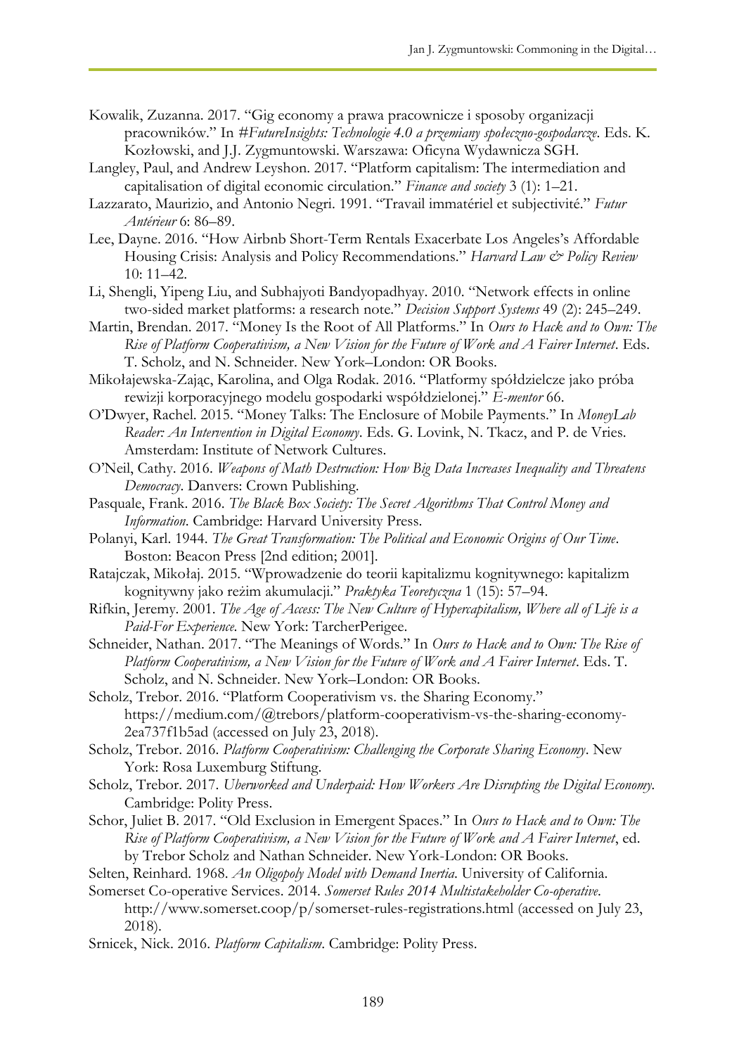Kowalik, Zuzanna. 2017. "Gig economy a prawa pracownicze i sposoby organizacji pracowników." In *#FutureInsights: Technologie 4.0 a przemiany społeczno-gospodarcze*. Eds. K. Kozłowski, and J.J. Zygmuntowski. Warszawa: Oficyna Wydawnicza SGH.

Langley, Paul, and Andrew Leyshon. 2017. "Platform capitalism: The intermediation and capitalisation of digital economic circulation." *Finance and society* 3 (1): 1–21.

Lazzarato, Maurizio, and Antonio Negri. 1991. "Travail immatériel et subjectivité." *Futur Antérieur* 6: 86–89.

Lee, Dayne. 2016. "How Airbnb Short-Term Rentals Exacerbate Los Angeles's Affordable Housing Crisis: Analysis and Policy Recommendations." *Harvard Law & Policy Review* 10: 11–42.

Li, Shengli, Yipeng Liu, and Subhajyoti Bandyopadhyay. 2010. "Network effects in online two-sided market platforms: a research note." *Decision Support Systems* 49 (2): 245–249.

Martin, Brendan. 2017. "Money Is the Root of All Platforms." In *Ours to Hack and to Own: The Rise of Platform Cooperativism, a New Vision for the Future of Work and A Fairer Internet*. Eds. T. Scholz, and N. Schneider. New York–London: OR Books.

Mikołajewska-Zając, Karolina, and Olga Rodak. 2016. "Platformy spółdzielcze jako próba rewizji korporacyjnego modelu gospodarki współdzielonej." *E-mentor* 66.

O'Dwyer, Rachel. 2015. "Money Talks: The Enclosure of Mobile Payments." In *MoneyLab Reader: An Intervention in Digital Economy*. Eds. G. Lovink, N. Tkacz, and P. de Vries. Amsterdam: Institute of Network Cultures.

O'Neil, Cathy. 2016. *Weapons of Math Destruction: How Big Data Increases Inequality and Threatens Democracy*. Danvers: Crown Publishing.

Pasquale, Frank. 2016. *The Black Box Society: The Secret Algorithms That Control Money and Information*. Cambridge: Harvard University Press.

Polanyi, Karl. 1944. *The Great Transformation: The Political and Economic Origins of Our Time*. Boston: Beacon Press [2nd edition; 2001].

Ratajczak, Mikołaj. 2015. "Wprowadzenie do teorii kapitalizmu kognitywnego: kapitalizm kognitywny jako reżim akumulacji." *Praktyka Teoretyczna* 1 (15): 57–94.

Rifkin, Jeremy. 2001. *The Age of Access: The New Culture of Hypercapitalism, Where all of Life is a Paid-For Experience*. New York: TarcherPerigee.

Schneider, Nathan. 2017. "The Meanings of Words." In *Ours to Hack and to Own: The Rise of Platform Cooperativism, a New Vision for the Future of Work and A Fairer Internet*. Eds. T. Scholz, and N. Schneider. New York–London: OR Books.

Scholz, Trebor. 2016. "Platform Cooperativism vs. the Sharing Economy." https://medium.com/@trebors/platform-cooperativism-vs-the-sharing-economy-2ea737f1b5ad (accessed on July 23, 2018).

Scholz, Trebor. 2016. *Platform Cooperativism: Challenging the Corporate Sharing Economy*. New York: Rosa Luxemburg Stiftung.

Scholz, Trebor. 2017. *Uberworked and Underpaid: How Workers Are Disrupting the Digital Economy*. Cambridge: Polity Press.

Schor, Juliet B. 2017. "Old Exclusion in Emergent Spaces." In *Ours to Hack and to Own: The Rise of Platform Cooperativism, a New Vision for the Future of Work and A Fairer Internet*, ed. by Trebor Scholz and Nathan Schneider. New York-London: OR Books.

Selten, Reinhard. 1968. *An Oligopoly Model with Demand Inertia*. University of California.

Somerset Co-operative Services. 2014. *Somerset Rules 2014 Multistakeholder Co-operative*. http://www.somerset.coop/p/somerset-rules-registrations.html (accessed on July 23, 2018).

Srnicek, Nick. 2016. *Platform Capitalism*. Cambridge: Polity Press.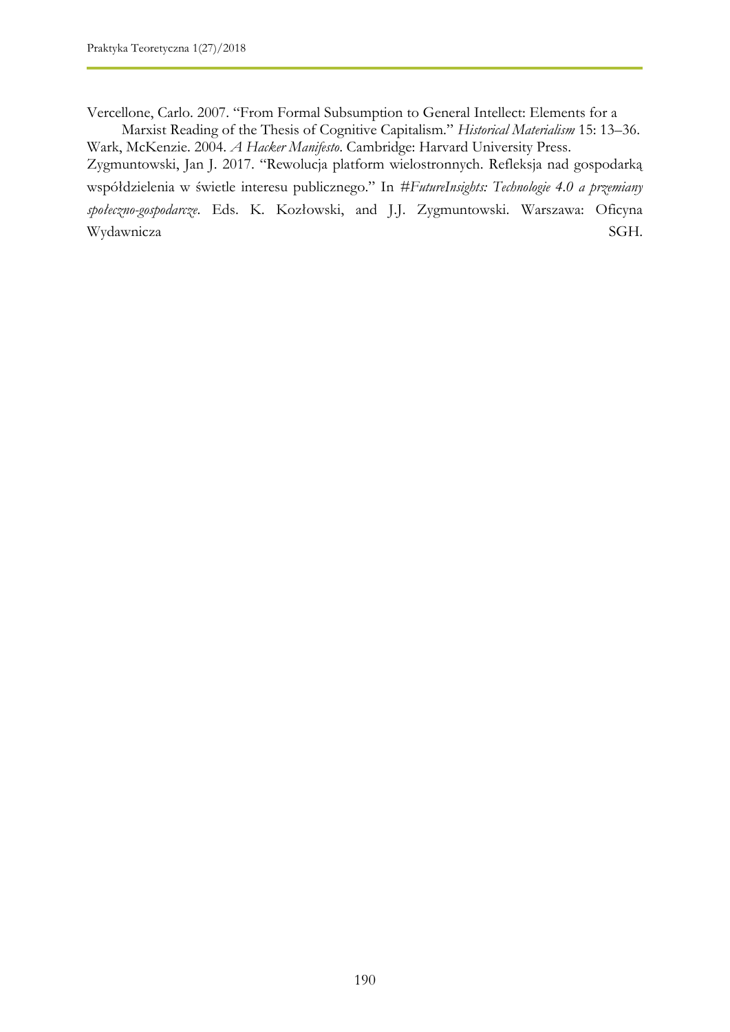Vercellone, Carlo. 2007. "From Formal Subsumption to General Intellect: Elements for a Marxist Reading of the Thesis of Cognitive Capitalism." *Historical Materialism* 15: 13–36.

Wark, McKenzie. 2004. *A Hacker Manifesto*. Cambridge: Harvard University Press.

Zygmuntowski, Jan J. 2017. "Rewolucja platform wielostronnych. Refleksja nad gospodarką współdzielenia w świetle interesu publicznego." In *#FutureInsights: Technologie 4.0 a przemiany społeczno-gospodarcze*. Eds. K. Kozłowski, and J.J. Zygmuntowski. Warszawa: Oficyna Wydawnicza SGH.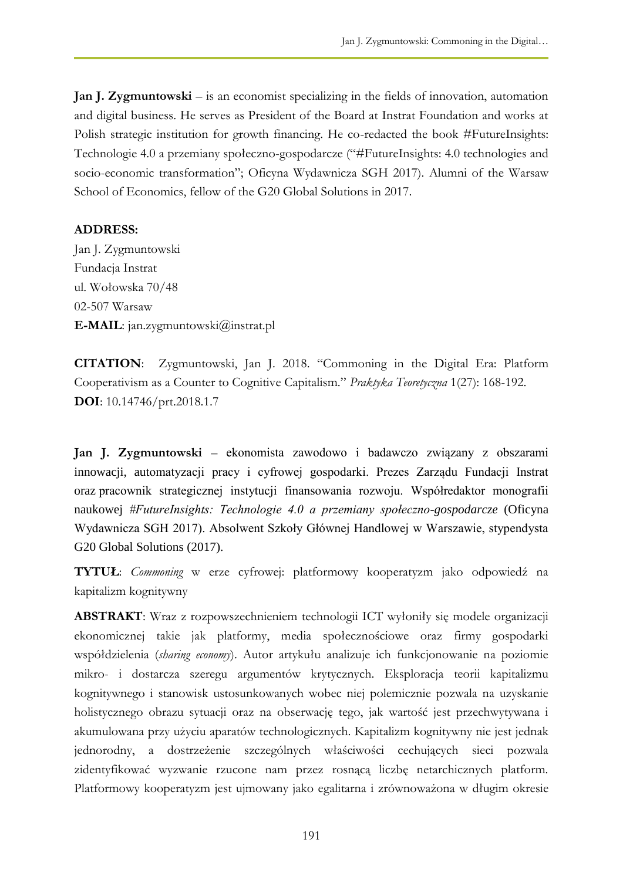**Jan J. Zygmuntowski** – is an economist specializing in the fields of innovation, automation and digital business. He serves as President of the Board at Instrat Foundation and works at Polish strategic institution for growth financing. He co-redacted the book #FutureInsights: Technologie 4.0 a przemiany społeczno-gospodarcze ("#FutureInsights: 4.0 technologies and socio-economic transformation"; Oficyna Wydawnicza SGH 2017). Alumni of the Warsaw School of Economics, fellow of the G20 Global Solutions in 2017.

**ADDRESS:**

Jan J. Zygmuntowski
Fundacja Instrat
ul. Wołowska 70/48
02-507 Warsaw
**E-MAIL**: jan.zygmuntowski@instrat.pl

**CITATION**: Zygmuntowski, Jan J. 2018. "Commoning in the Digital Era: Platform Cooperativism as a Counter to Cognitive Capitalism." *Praktyka Teoretyczna* 1(27): 168-192.
**DOI**: 10.14746/prt.2018.1.7

**Jan J. Zygmuntowski** – ekonomista zawodowo i badawczo związany z obszarami innowacji, automatyzacji pracy i cyfrowej gospodarki. Prezes Zarządu Fundacji Instrat oraz pracownik strategicznej instytucji finansowania rozwoju. Współredaktor monografii naukowej *#FutureInsights: Technologie 4.0 a przemiany społeczno-gospodarcze* (Oficyna Wydawnicza SGH 2017). Absolwent Szkoły Głównej Handlowej w Warszawie, stypendysta G20 Global Solutions (2017).

**TYTUŁ**: *Commoning* w erze cyfrowej: platformowy kooperatyzm jako odpowiedź na kapitalizm kognitywny

**ABSTRAKT**: Wraz z rozpowszechnieniem technologii ICT wyłoniły się modele organizacji ekonomicznej takie jak platformy, media społecznościowe oraz firmy gospodarki współdzielenia (*sharing economy*). Autor artykułu analizuje ich funkcjonowanie na poziomie mikro- i dostarcza szeregu argumentów krytycznych. Eksploracja teorii kapitalizmu kognitywnego i stanowisk ustosunkowanych wobec niej polemicznie pozwala na uzyskanie holistycznego obrazu sytuacji oraz na obserwację tego, jak wartość jest przechwytywana i akumulowana przy użyciu aparatów technologicznych. Kapitalizm kognitywny nie jest jednak jednorodny, a dostrzeżenie szczególnych właściwości cechujących sieci pozwala zidentyfikować wyzwanie rzucone nam przez rosnącą liczbę netarchicznych platform. Platformowy kooperatyzm jest ujmowany jako egalitarna i zrównoważona w długim okresie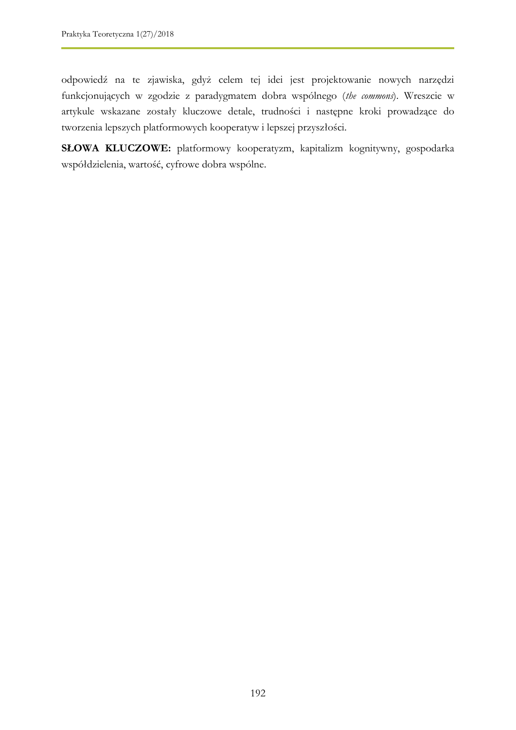odpowiedź na te zjawiska, gdyż celem tej idei jest projektowanie nowych narzędzi funkcjonujących w zgodzie z paradygmatem dobra wspólnego (*the commons*). Wreszcie w artykule wskazane zostały kluczowe detale, trudności i następne kroki prowadzące do tworzenia lepszych platformowych kooperatyw i lepszej przyszłości.

**SŁOWA KLUCZOWE:** platformowy kooperatyzm, kapitalizm kognitywny, gospodarka współdzielenia, wartość, cyfrowe dobra wspólne.